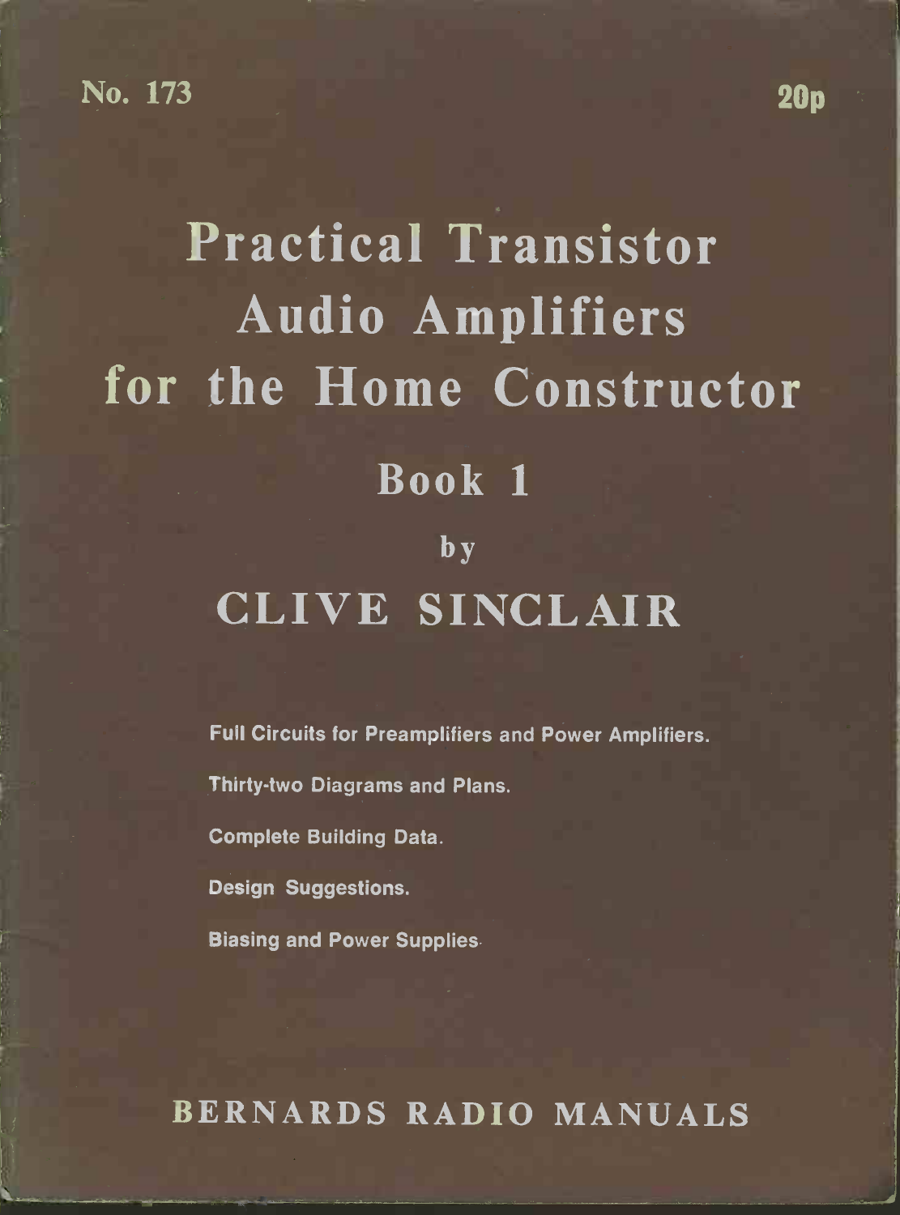No. 173

20p

# Practical Transistor Audio Amplifiers for the Home Constructor

## Book 1

by

## CLIVE SINCLAIR

**Full Circuits for Preamplifiers and Power Amplifiers.**

**Thirty-two Diagrams and Plans.**

**Complete Building Data.**

**Design Suggestions.**

**Biasing and Power Supplies.**

## BERNARDS RADIO MANUALS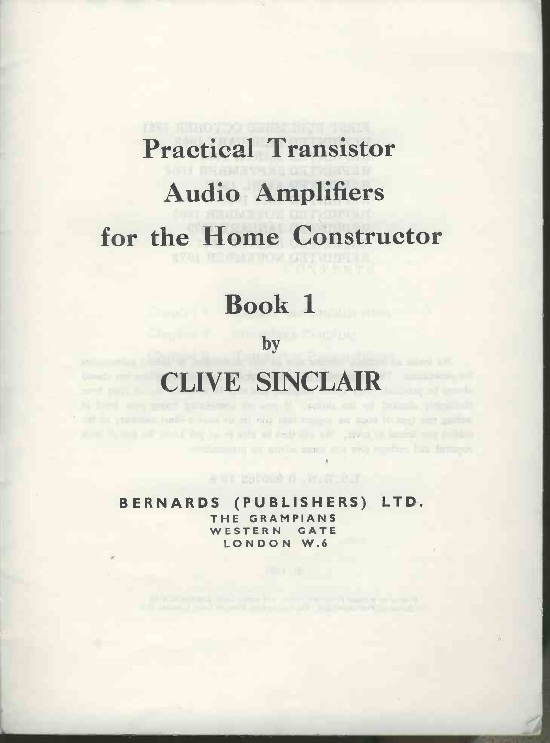# Practical Transistor Audio Amplifiers for the Home Constructor

## Book 1

by

## CLIVE SINCLAIR

**BERNARDS (PUBLISHERS) LTD.**

THE GRAMPIANS
WESTERN GATE
LONDON W.6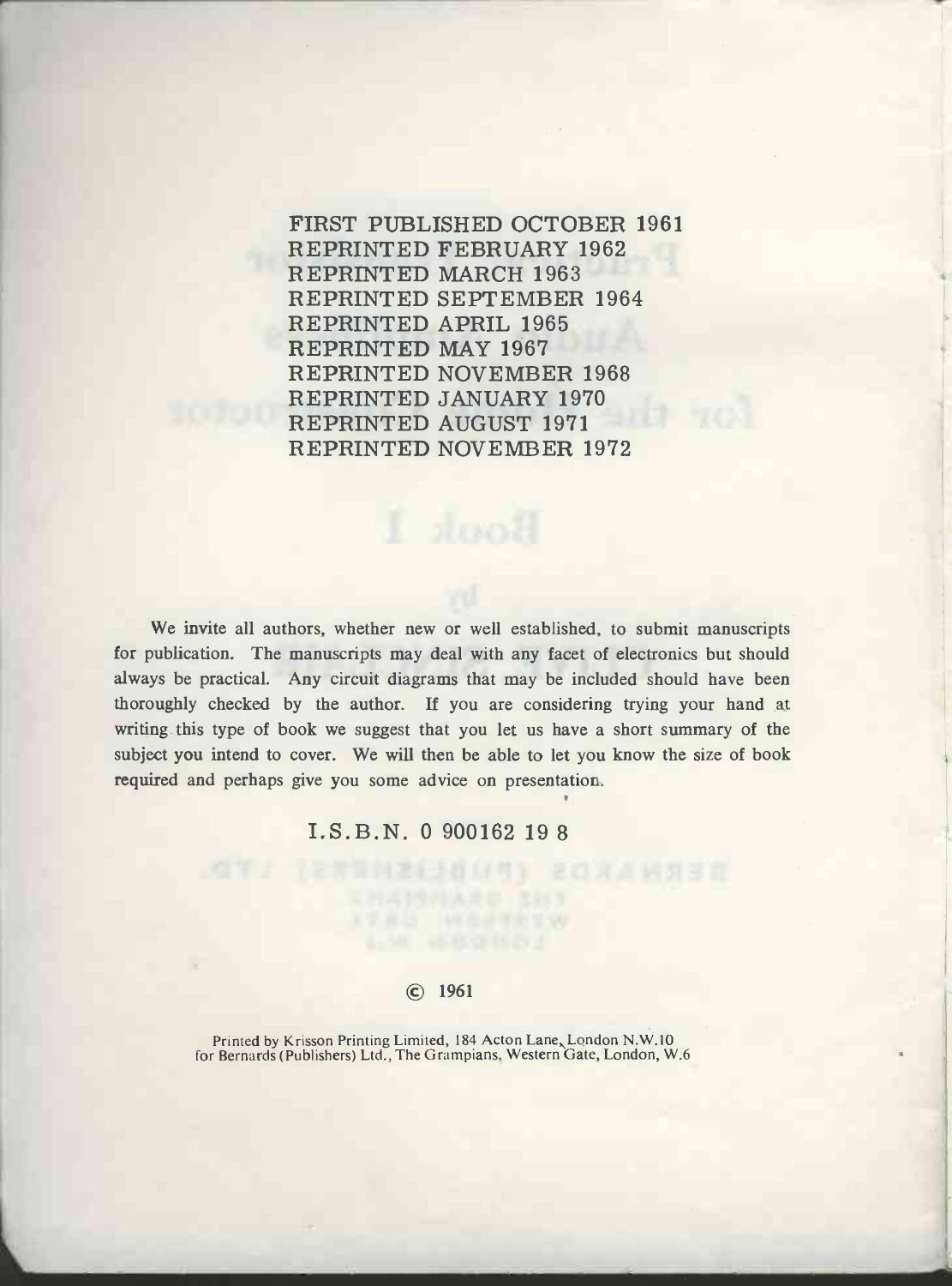FIRST PUBLISHED OCTOBER 1961
REPRINTED FEBRUARY 1962
REPRINTED MARCH 1963
REPRINTED SEPTEMBER 1964
REPRINTED APRIL 1965
REPRINTED MAY 1967
REPRINTED NOVEMBER 1968
REPRINTED JANUARY 1970
REPRINTED AUGUST 1971
REPRINTED NOVEMBER 1972

We invite all authors, whether new or well established, to submit manuscripts for publication. The manuscripts may deal with any facet of electronics but should always be practical. Any circuit diagrams that may be included should have been thoroughly checked by the author. If you are considering trying your hand at writing this type of book we suggest that you let us have a short summary of the subject you intend to cover. We will then be able to let you know the size of book required and perhaps give you some advice on presentation.

I.S.B.N. 0 900162 19 8

© 1961

Printed by Krisson Printing Limited, 184 Acton Lane, London N.W.10
for Bernards (Publishers) Ltd., The Grampians, Western Gate, London, W.6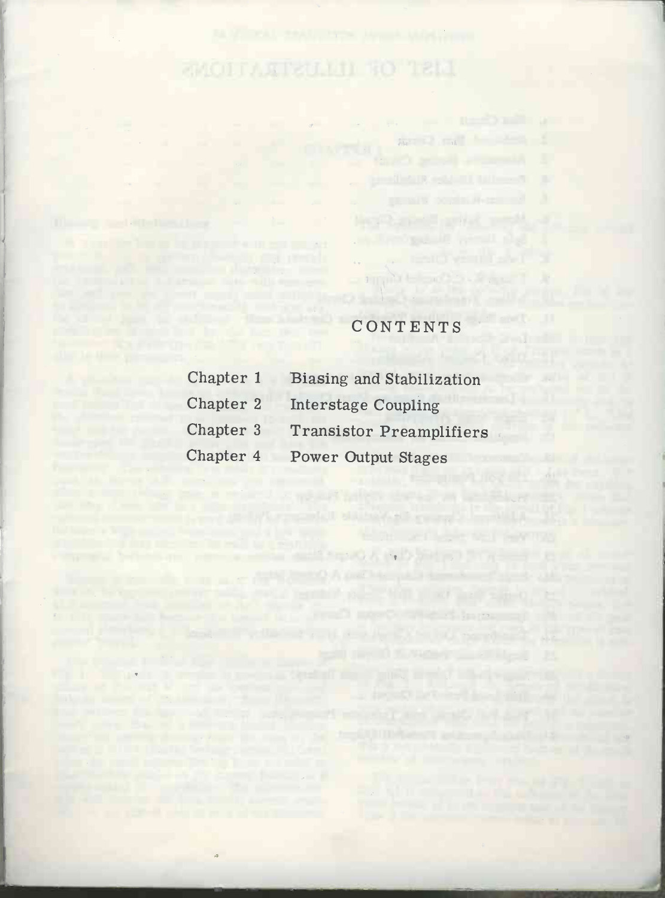# CONTENTS

| | |
|---|---|
| Chapter 1 | Biasing and Stabilization |
| Chapter 2 | Interstage Coupling |
| Chapter 3 | Transistor Preamplifiers |
| Chapter 4 | Power Output Stages |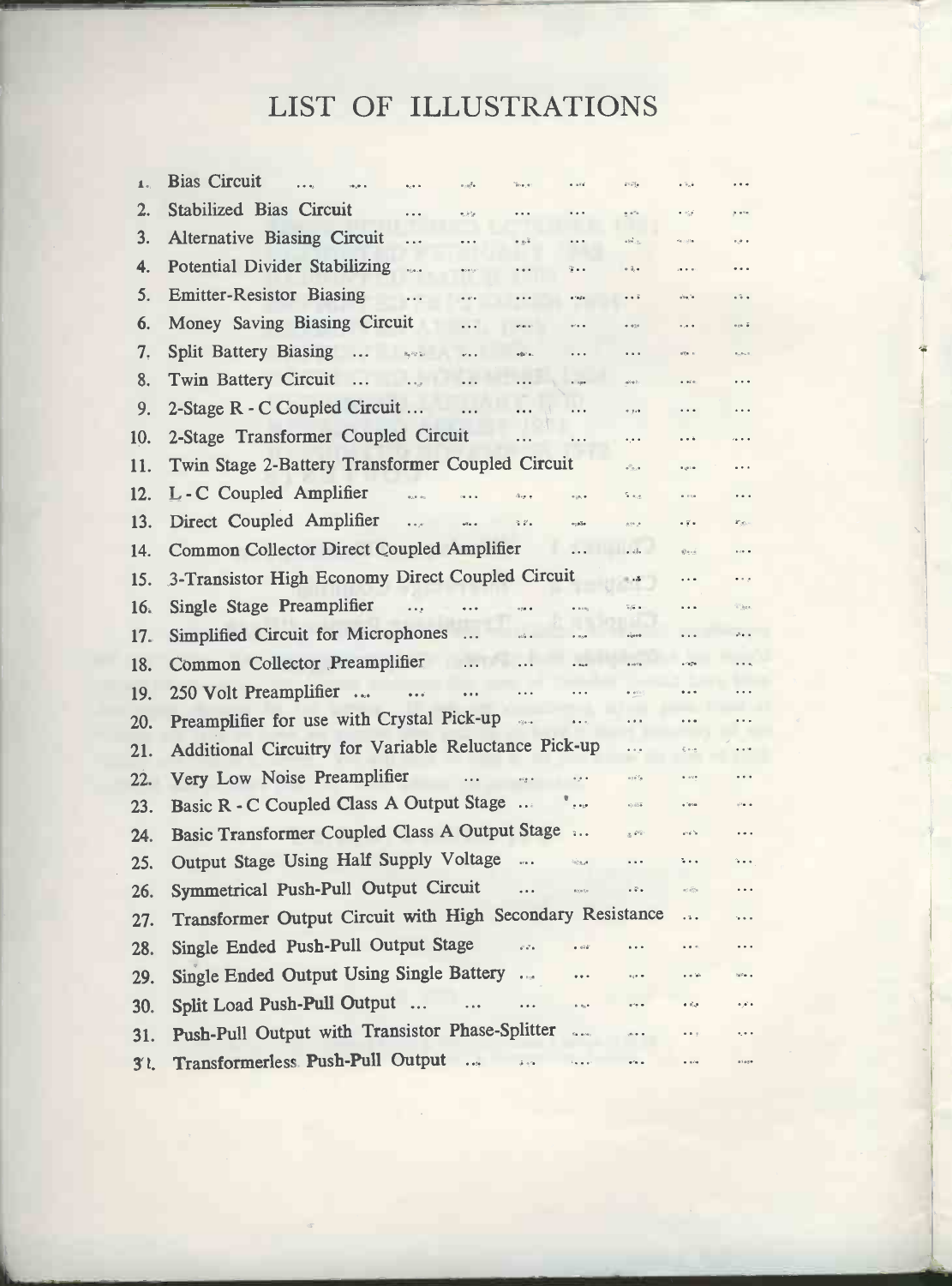# LIST OF ILLUSTRATIONS

1. Bias Circuit ...
2. Stabilized Bias Circuit ...
3. Alternative Biasing Circuit ...
4. Potential Divider Stabilizing ...
5. Emitter-Resistor Biasing ...
6. Money Saving Biasing Circuit ...
7. Split Battery Biasing ...
8. Twin Battery Circuit ...
9. 2-Stage R - C Coupled Circuit ...
10. 2-Stage Transformer Coupled Circuit ...
11. Twin Stage 2-Battery Transformer Coupled Circuit ...
12. L - C Coupled Amplifier ...
13. Direct Coupled Amplifier ...
14. Common Collector Direct Coupled Amplifier ...
15. 3-Transistor High Economy Direct Coupled Circuit ...
16. Single Stage Preamplifier ...
17. Simplified Circuit for Microphones ...
18. Common Collector Preamplifier ...
19. 250 Volt Preamplifier ...
20. Preamplifier for use with Crystal Pick-up ...
21. Additional Circuitry for Variable Reluctance Pick-up ...
22. Very Low Noise Preamplifier ...
23. Basic R - C Coupled Class A Output Stage ...
24. Basic Transformer Coupled Class A Output Stage ...
25. Output Stage Using Half Supply Voltage ...
26. Symmetrical Push-Pull Output Circuit ...
27. Transformer Output Circuit with High Secondary Resistance ...
28. Single Ended Push-Pull Output Stage ...
29. Single Ended Output Using Single Battery ...
30. Split Load Push-Pull Output ...
31. Push-Pull Output with Transistor Phase-Splitter ...
32. Transformerless Push-Pull Output ...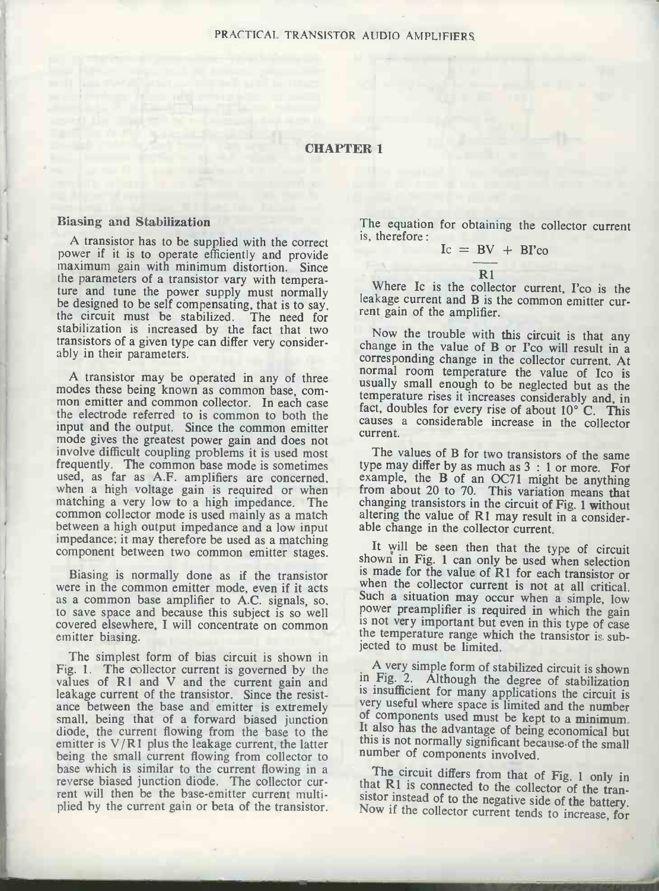## CHAPTER 1

### Biasing and Stabilization

A transistor has to be supplied with the correct power if it is to operate efficiently and provide maximum gain with minimum distortion. Since the parameters of a transistor vary with temperature and tune the power supply must normally be designed to be self compensating, that is to say, the circuit must be stabilized. The need for stabilization is increased by the fact that two transistors of a given type can differ very considerably in their parameters.

A transistor may be operated in any of three modes these being known as common base, common emitter and common collector. In each case the electrode referred to is common to both the input and the output. Since the common emitter mode gives the greatest power gain and does not involve difficult coupling problems it is used most frequently. The common base mode is sometimes used, as far as A.F. amplifiers are concerned, when a high voltage gain is required or when matching a very low to a high impedance. The common collector mode is used mainly as a match between a high output impedance and a low input impedance; it may therefore be used as a matching component between two common emitter stages.

Biasing is normally done as if the transistor were in the common emitter mode, even if it acts as a common base amplifier to A.C. signals, so, to save space and because this subject is so well covered elsewhere, I will concentrate on common emitter biasing.

The simplest form of bias circuit is shown in Fig. 1. The collector current is governed by the values of R1 and V and the current gain and leakage current of the transistor. Since the resistance between the base and emitter is extremely small, being that of a forward biased junction diode, the current flowing from the base to the emitter is V/R1 plus the leakage current, the latter being the small current flowing from collector to base which is similar to the current flowing in a reverse biased junction diode. The collector current will then be the base-emitter current multiplied by the current gain or beta of the transistor.

The equation for obtaining the collector current is, therefore:

$$Ic = \frac{BV}{R1} + BI'co$$

Where Ic is the collector current, I'co is the leakage current and B is the common emitter current gain of the amplifier.

Now the trouble with this circuit is that any change in the value of B or I'co will result in a corresponding change in the collector current. At normal room temperature the value of Ico is usually small enough to be neglected but as the temperature rises it increases considerably and, in fact, doubles for every rise of about 10° C. This causes a considerable increase in the collector current.

The values of B for two transistors of the same type may differ by as much as 3 : 1 or more. For example, the B of an OC71 might be anything from about 20 to 70. This variation means that changing transistors in the circuit of Fig. 1 without altering the value of R1 may result in a considerable change in the collector current.

It will be seen then that the type of circuit shown in Fig. 1 can only be used when selection is made for the value of R1 for each transistor or when the collector current is not at all critical. Such a situation may occur when a simple, low power preamplifier is required in which the gain is not very important but even in this type of case the temperature range which the transistor is subjected to must be limited.

A very simple form of stabilized circuit is shown in Fig. 2. Although the degree of stabilization is insufficient for many applications the circuit is very useful where space is limited and the number of components used must be kept to a minimum. It also has the advantage of being economical but this is not normally significant because of the small number of components involved.

The circuit differs from that of Fig. 1 only in that R1 is connected to the collector of the transistor instead of to the negative side of the battery. Now if the collector current tends to increase, for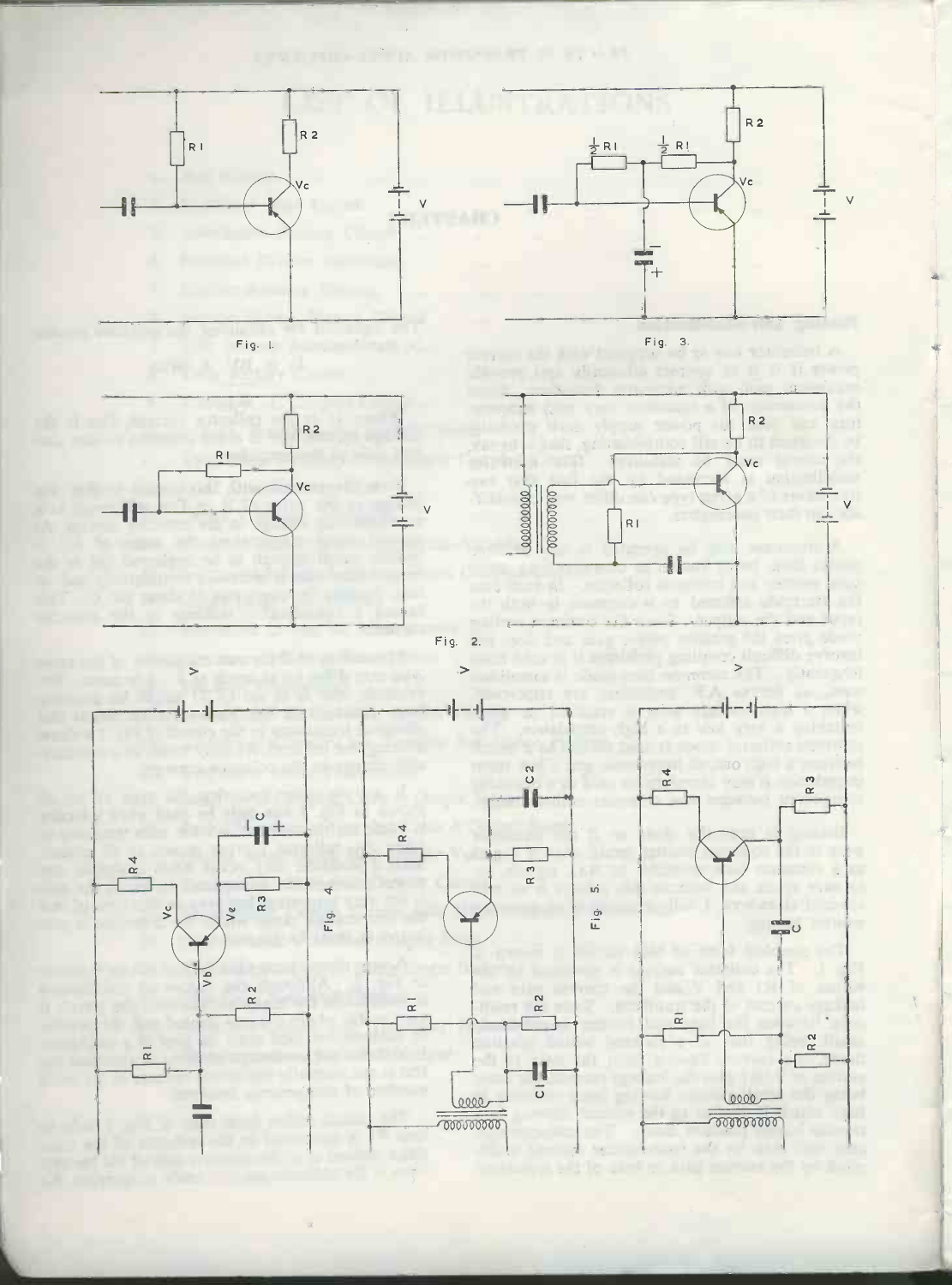Fig. 1.

Fig. 2.

Fig. 3.

Fig. 4

Fig. 5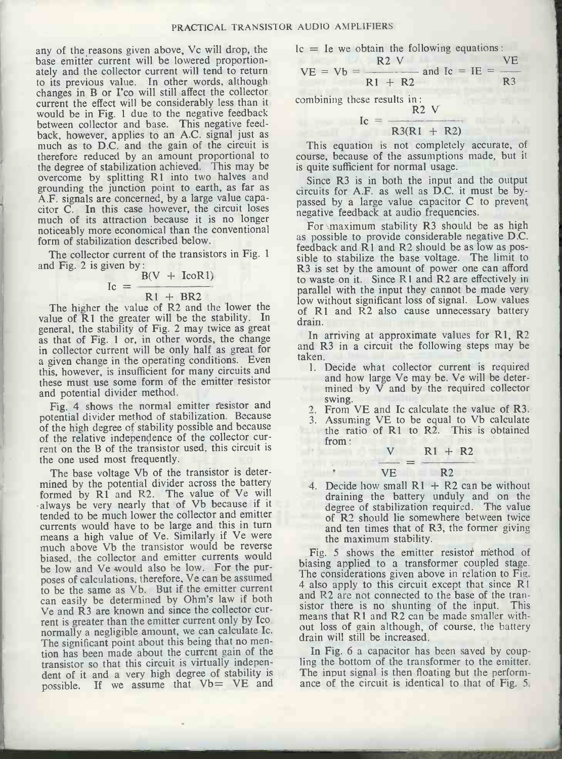any of the reasons given above, Vc will drop, the base emitter current will be lowered proportionately and the collector current will tend to return to its previous value. In other words, although changes in B or I'co will still affect the collector current the effect will be considerably less than it would be in Fig. 1 due to the negative feedback between collector and base. This negative feedback, however, applies to an A.C. signal just as much as to D.C. and the gain of the circuit is therefore reduced by an amount proportional to the degree of stabilization achieved. This may be overcome by splitting R1 into two halves and grounding the junction point to earth, as far as A.F. signals are concerned, by a large value capacitor C. In this case however, the circuit loses much of its attraction because it is no longer noticeably more economical than the conventional form of stabilization described below.

The collector current of the transistors in Fig. 1 and Fig. 2 is given by:

$$Ic = \frac{B(V + IcoR1)}{R1 + BR2}$$

The higher the value of R2 and the lower the value of R1 the greater will be the stability. In general, the stability of Fig. 2 may twice as great as that of Fig. 1 or, in other words, the change in collector current will be only half as great for a given change in the operating conditions. Even this, however, is insufficient for many circuits and these must use some form of the emitter resistor and potential divider method.

Fig. 4 shows the normal emitter resistor and potential divider method of stabilization. Because of the high degree of stability possible and because of the relative independence of the collector current on the B of the transistor used, this circuit is the one used most frequently.

The base voltage Vb of the transistor is determined by the potential divider across the battery formed by R1 and R2. The value of Ve will always be very nearly that of Vb because if it tended to be much lower the collector and emitter currents would have to be large and this in turn means a high value of Ve. Similarly if Ve were much above Vb the transistor would be reverse biased, the collector and emitter currents would be low and Ve would also be low. For the purposes of calculations, therefore, Ve can be assumed to be the same as Vb. But if the emitter current can easily be determined by Ohm's law if both Ve and R3 are known and since the collector current is greater than the emitter current only by Ico normally a negligible amount, we can calculate Ic. The significant point about this being that no mention has been made about the current gain of the transistor so that this circuit is virtually independent of it and a very high degree of stability is possible. If we assume that Vb = VE and Ic = Ie we obtain the following equations:

$$VE = Vb = \frac{R2\ V}{R1 + R2} \text{ and } Ic = IE = \frac{VE}{R3}$$

combining these results in:

$$Ic = \frac{R2\ V}{R3(R1 + R2)}$$

This equation is not completely accurate, of course, because of the assumptions made, but it is quite sufficient for normal usage.

Since R3 is in both the input and the output circuits for A.F. as well as D.C. it must be bypassed by a large value capacitor C to prevent negative feedback at audio frequencies.

For maximum stability R3 should be as high as possible to provide considerable negative D.C. feedback and R1 and R2 should be as low as possible to stabilize the base voltage. The limit to R3 is set by the amount of power one can afford to waste on it. Since R1 and R2 are effectively in parallel with the input they cannot be made very low without significant loss of signal. Low values of R1 and R2 also cause unnecessary battery drain.

In arriving at approximate values for R1, R2 and R3 in a circuit the following steps may be taken.

1. Decide what collector current is required and how large Ve may be. Ve will be determined by V and by the required collector swing.
2. From VE and Ic calculate the value of R3.
3. Assuming VE to be equal to Vb calculate the ratio of R1 to R2. This is obtained from:

$$\frac{V}{VE} = \frac{R1 + R2}{R2}$$

4. Decide how small R1 + R2 can be without draining the battery unduly and on the degree of stabilization required. The value of R2 should lie somewhere between twice and ten times that of R3, the former giving the maximum stability.

Fig. 5 shows the emitter resistor method of biasing applied to a transformer coupled stage. The considerations given above in relation to Fig. 4 also apply to this circuit except that since R1 and R2 are not connected to the base of the transistor there is no shunting of the input. This means that R1 and R2 can be made smaller without loss of gain although, of course, the battery drain will still be increased.

In Fig. 6 a capacitor has been saved by coupling the bottom of the transformer to the emitter. The input signal is then floating but the performance of the circuit is identical to that of Fig. 5.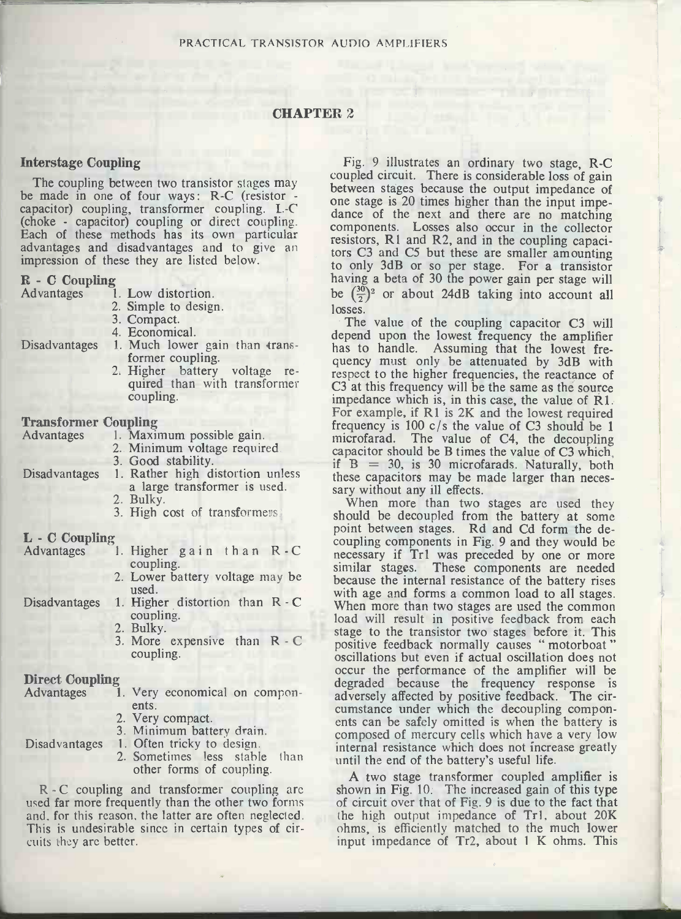## CHAPTER 2

### Interstage Coupling

The coupling between two transistor stages may be made in one of four ways: R-C (resistor - capacitor) coupling, transformer coupling, L-C (choke - capacitor) coupling or direct coupling. Each of these methods has its own particular advantages and disadvantages and to give an impression of these they are listed below.

**R - C Coupling**

Advantages
1. Low distortion.
2. Simple to design.
3. Compact.
4. Economical.

Disadvantages
1. Much lower gain than transformer coupling.
2. Higher battery voltage required than with transformer coupling.

**Transformer Coupling**

Advantages
1. Maximum possible gain.
2. Minimum voltage required
3. Good stability.

Disadvantages
1. Rather high distortion unless a large transformer is used.
2. Bulky.
3. High cost of transformers.

**L - C Coupling**

Advantages
1. Higher gain than R-C coupling.
2. Lower battery voltage may be used.

Disadvantages
1. Higher distortion than R-C coupling.
2. Bulky.
3. More expensive than R-C coupling.

**Direct Coupling**

Advantages
1. Very economical on components.
2. Very compact.
3. Minimum battery drain.

Disadvantages
1. Often tricky to design.
2. Sometimes less stable than other forms of coupling.

R-C coupling and transformer coupling are used far more frequently than the other two forms and, for this reason, the latter are often neglected. This is undesirable since in certain types of circuits they are better.

Fig. 9 illustrates an ordinary two stage, R-C coupled circuit. There is considerable loss of gain between stages because the output impedance of one stage is 20 times higher than the input impedance of the next and there are no matching components. Losses also occur in the collector resistors, R1 and R2, and in the coupling capacitors C3 and C5 but these are smaller amounting to only 3dB or so per stage. For a transistor having a beta of 30 the power gain per stage will be $\left(\frac{30}{2}\right)^2$ or about 24dB taking into account all losses.

The value of the coupling capacitor C3 will depend upon the lowest frequency the amplifier has to handle. Assuming that the lowest frequency must only be attenuated by 3dB with respect to the higher frequencies, the reactance of C3 at this frequency will be the same as the source impedance which is, in this case, the value of R1. For example, if R1 is 2K and the lowest required frequency is 100 c/s the value of C3 should be 1 microfarad. The value of C4, the decoupling capacitor should be B times the value of C3 which, if $B = 30$, is 30 microfarads. Naturally, both these capacitors may be made larger than necessary without any ill effects.

When more than two stages are used they should be decoupled from the battery at some point between stages. Rd and Cd form the decoupling components in Fig. 9 and they would be necessary if Tr1 was preceded by one or more similar stages. These components are needed because the internal resistance of the battery rises with age and forms a common load to all stages. When more than two stages are used the common load will result in positive feedback from each stage to the transistor two stages before it. This positive feedback normally causes "motorboat" oscillations but even if actual oscillation does not occur the performance of the amplifier will be degraded because the frequency response is adversely affected by positive feedback. The circumstance under which the decoupling components can be safely omitted is when the battery is composed of mercury cells which have a very low internal resistance which does not increase greatly until the end of the battery's useful life.

A two stage transformer coupled amplifier is shown in Fig. 10. The increased gain of this type of circuit over that of Fig. 9 is due to the fact that the high output impedance of Tr1, about 20K ohms, is efficiently matched to the much lower input impedance of Tr2, about 1 K ohms. This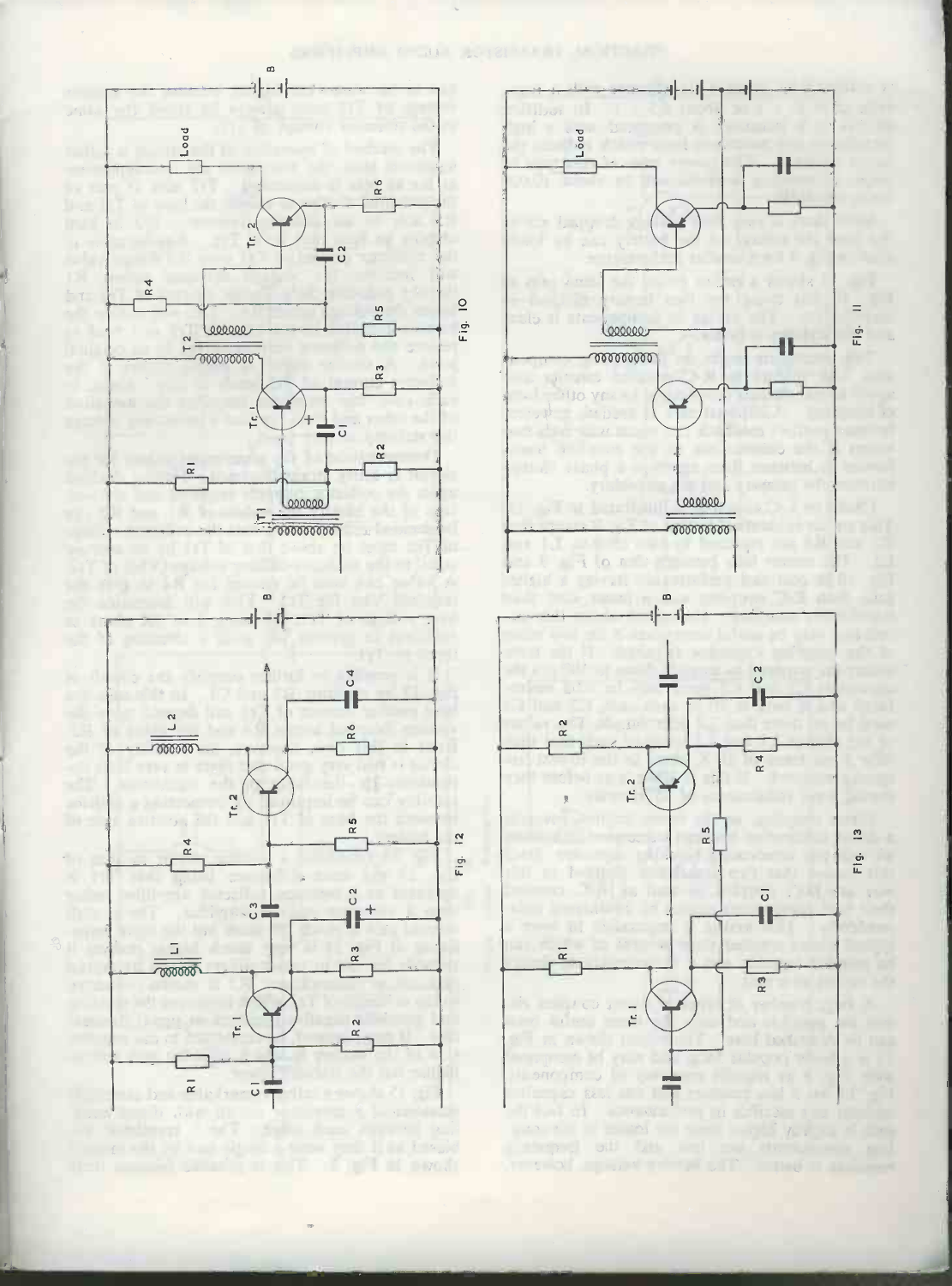tor is in the output circuit rather than the input, the voltage of Tr1 base is greater by the base emitter voltage of Tr2.

The method of operation of this circuit is that any increase in the collector current of Tr2 is fed back as far as R6 is concerned. Tr1 acts as a bias stabiliser for Tr2, the base of Tr1 and Tr2 being at the same potential. The bias current of Tr2 is supplied by Tr1, whose operating point is set by the potential divider R1 and R2, and any change in the collector current of Tr2 is fed back to Tr1. The circuit will then tend to restore the collector current of Tr2 to its original value.

The stabilisation of the arrangement depends upon the voltage developed across the emitter resistors, and the value of the base resistors. The emitter resistor of Tr1 may be chosen to suit the collector voltage of Tr1, and R4 to give the required bias for Tr2. R6 will determine the current in Tr2.

It is possible to further simplify the circuit of Fig. 10 by omitting R3 and C1.

Fig. 11 shows a method of using the same transformer-coupled circuit as Fig. 10, but with R-C coupling. The saving in components is clear.

This arrangement may be used with R-C coupled circuits, but with transformer coupling the feedback may cause instability, since the transformers may introduce a phase shift.

Direct-coupling is illustrated in Fig. 12. This circuit is similar to that of Fig. 11, except that the resistors are replaced by chokes L1 and L2. The circuit has the advantage of a higher gain than R-C coupling, but the chokes must have a high inductance if the low-frequency response is to be maintained.

Fig. 13 shows a further simplified circuit, in which two transistors are directly coupled, the collector of Tr1 being connected to the base of Tr2. Very few components are required.

Fig. 10

Fig. 11

Fig. 12

Fig. 13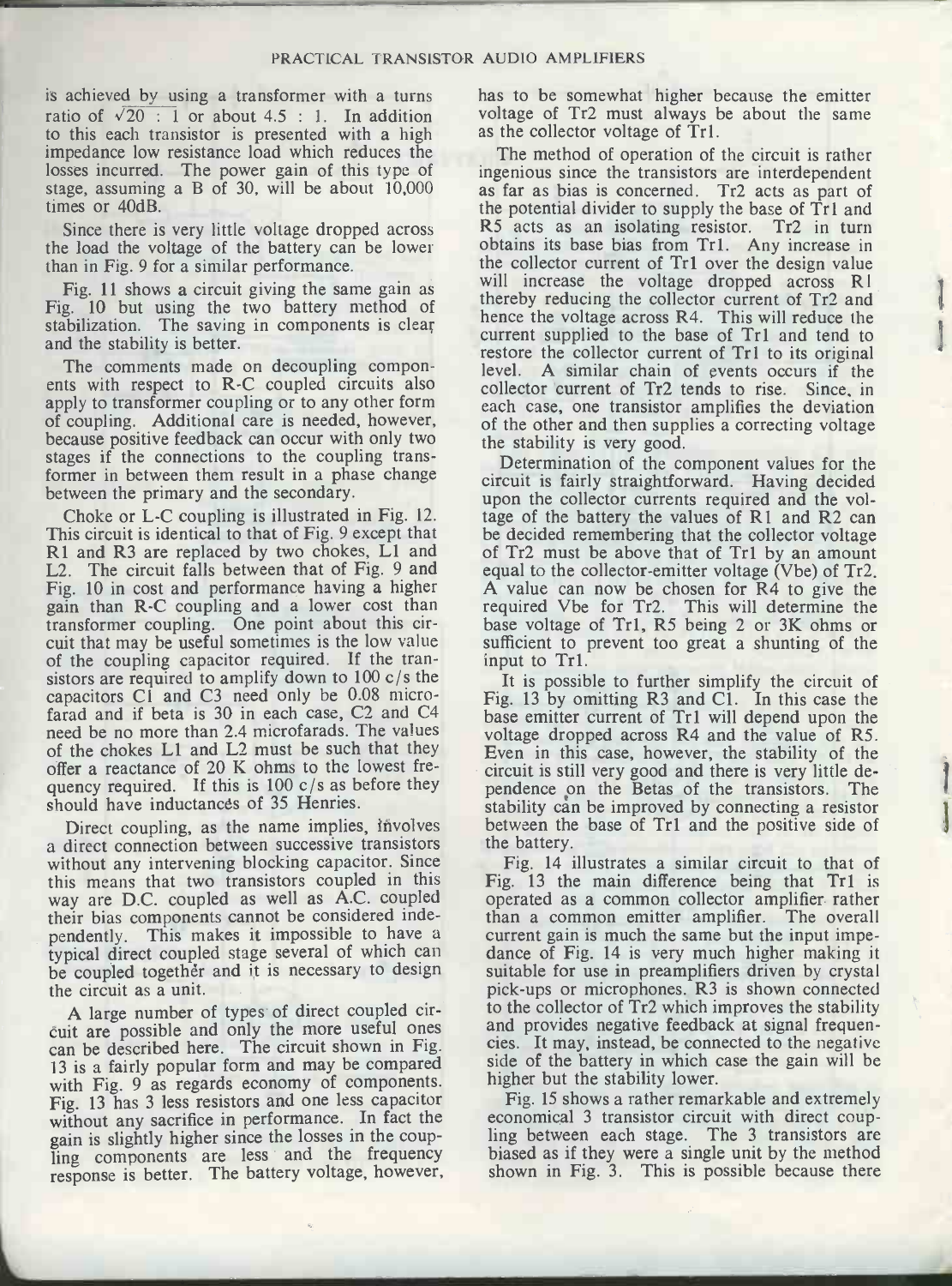is achieved by using a transformer with a turns ratio of $\sqrt{20}$ : 1 or about 4.5 : 1. In addition to this each transistor is presented with a high impedance low resistance load which reduces the losses incurred. The power gain of this type of stage, assuming a B of 30, will be about 10,000 times or 40dB.

Since there is very little voltage dropped across the load the voltage of the battery can be lower than in Fig. 9 for a similar performance.

Fig. 11 shows a circuit giving the same gain as Fig. 10 but using the two battery method of stabilization. The saving in components is clear and the stability is better.

The comments made on decoupling components with respect to R-C coupled circuits also apply to transformer coupling or to any other form of coupling. Additional care is needed, however, because positive feedback can occur with only two stages if the connections to the coupling transformer in between them result in a phase change between the primary and the secondary.

Choke or L-C coupling is illustrated in Fig. 12. This circuit is identical to that of Fig. 9 except that R1 and R3 are replaced by two chokes, L1 and L2. The circuit falls between that of Fig. 9 and Fig. 10 in cost and performance having a higher gain than R-C coupling and a lower cost than transformer coupling. One point about this circuit that may be useful sometimes is the low value of the coupling capacitor required. If the transistors are required to amplify down to 100 c/s the capacitors C1 and C3 need only be 0.08 microfarad and if beta is 30 in each case, C2 and C4 need be no more than 2.4 microfarads. The values of the chokes L1 and L2 must be such that they offer a reactance of 20 K ohms to the lowest frequency required. If this is 100 c/s as before they should have inductances of 35 Henries.

Direct coupling, as the name implies, involves a direct connection between successive transistors without any intervening blocking capacitor. Since this means that two transistors coupled in this way are D.C. coupled as well as A.C. coupled their bias components cannot be considered independently. This makes it impossible to have a typical direct coupled stage several of which can be coupled together and it is necessary to design the circuit as a unit.

A large number of types of direct coupled circuit are possible and only the more useful ones can be described here. The circuit shown in Fig. 13 is a fairly popular form and may be compared with Fig. 9 as regards economy of components. Fig. 13 has 3 less resistors and one less capacitor without any sacrifice in performance. In fact the gain is slightly higher since the losses in the coupling components are less and the frequency response is better. The battery voltage, however, has to be somewhat higher because the emitter voltage of Tr2 must always be about the same as the collector voltage of Tr1.

The method of operation of the circuit is rather ingenious since the transistors are interdependent as far as bias is concerned. Tr2 acts as part of the potential divider to supply the base of Tr1 and R5 acts as an isolating resistor. Tr2 in turn obtains its base bias from Tr1. Any increase in the collector current of Tr1 over the design value will increase the voltage dropped across R1 thereby reducing the collector current of Tr2 and hence the voltage across R4. This will reduce the current supplied to the base of Tr1 and tend to restore the collector current of Tr1 to its original level. A similar chain of events occurs if the collector current of Tr2 tends to rise. Since, in each case, one transistor amplifies the deviation of the other and then supplies a correcting voltage the stability is very good.

Determination of the component values for the circuit is fairly straightforward. Having decided upon the collector currents required and the voltage of the battery the values of R1 and R2 can be decided remembering that the collector voltage of Tr2 must be above that of Tr1 by an amount equal to the collector-emitter voltage (Vbe) of Tr2. A value can now be chosen for R4 to give the required Vbe for Tr2. This will determine the base voltage of Tr1, R5 being 2 or 3K ohms or sufficient to prevent too great a shunting of the input to Tr1.

It is possible to further simplify the circuit of Fig. 13 by omitting R3 and C1. In this case the base emitter current of Tr1 will depend upon the voltage dropped across R4 and the value of R5. Even in this case, however, the stability of the circuit is still very good and there is very little dependence on the Betas of the transistors. The stability can be improved by connecting a resistor between the base of Tr1 and the positive side of the battery.

Fig. 14 illustrates a similar circuit to that of Fig. 13 the main difference being that Tr1 is operated as a common collector amplifier rather than a common emitter amplifier. The overall current gain is much the same but the input impedance of Fig. 14 is very much higher making it suitable for use in preamplifiers driven by crystal pick-ups or microphones. R3 is shown connected to the collector of Tr2 which improves the stability and provides negative feedback at signal frequencies. It may, instead, be connected to the negative side of the battery in which case the gain will be higher but the stability lower.

Fig. 15 shows a rather remarkable and extremely economical 3 transistor circuit with direct coupling between each stage. The 3 transistors are biased as if they were a single unit by the method shown in Fig. 3. This is possible because there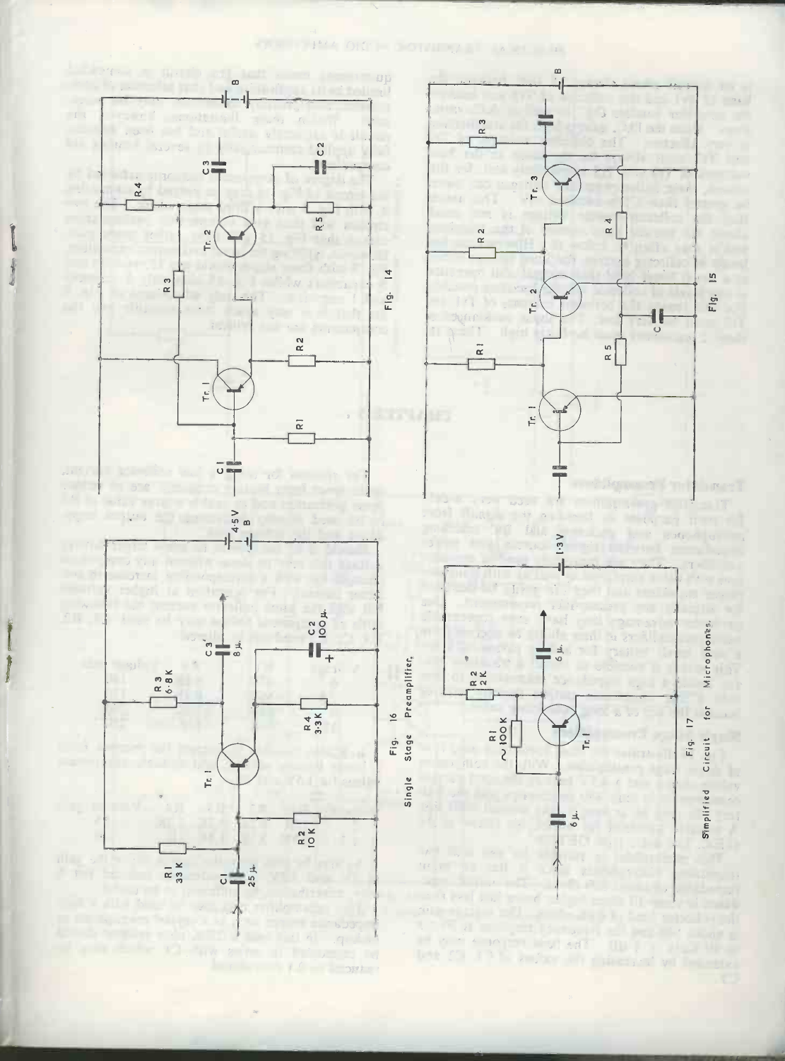Fig. 14

Fig. 15

Fig. 16 Single Stage Preamplifier.

Fig. 17 Simplified Circuit for Microphones.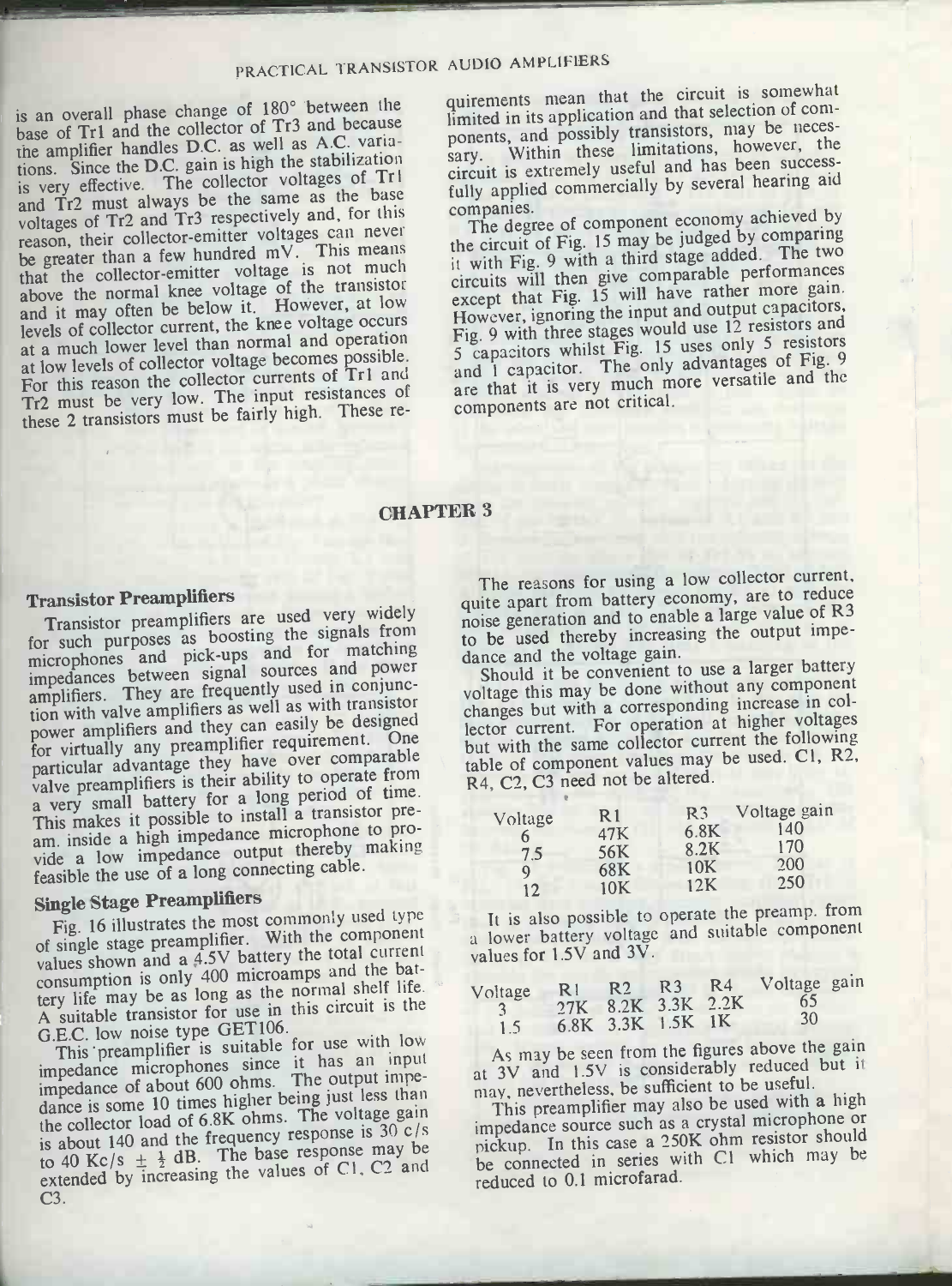is an overall phase change of 180° between the base of Tr1 and the collector of Tr3 and because the amplifier handles D.C. as well as A.C. variations. Since the D.C. gain is high the stabilization is very effective. The collector voltages of Tr1 and Tr2 must always be the same as the base voltages of Tr2 and Tr3 respectively and, for this reason, their collector-emitter voltages can never be greater than a few hundred mV. This means that the collector-emitter voltage is not much above the normal knee voltage of the transistor and it may often be below it. However, at low levels of collector current, the knee voltage occurs at a much lower level than normal and operation at low levels of collector voltage becomes possible. For this reason the collector currents of Tr1 and Tr2 must be very low. The input resistances of these 2 transistors must be fairly high. These requirements mean that the circuit is somewhat limited in its application and that selection of components, and possibly transistors, may be necessary. Within these limitations, however, the circuit is extremely useful and has been successfully applied commercially by several hearing aid companies.

The degree of component economy achieved by the circuit of Fig. 15 may be judged by comparing it with Fig. 9 with a third stage added. The two circuits will then give comparable performances except that Fig. 15 will have rather more gain. However, ignoring the input and output capacitors, Fig. 9 with three stages would use 12 resistors and 5 capacitors whilst Fig. 15 uses only 5 resistors and 1 capacitor. The only advantages of Fig. 9 are that it is very much more versatile and the components are not critical.

# CHAPTER 3

## Transistor Preamplifiers

Transistor preamplifiers are used very widely for such purposes as boosting the signals from microphones and pick-ups and for matching impedances between signal sources and power amplifiers. They are frequently used in conjunction with valve amplifiers as well as with transistor power amplifiers and they can easily be designed for virtually any preamplifier requirement. One particular advantage they have over comparable valve preamplifiers is their ability to operate from a very small battery for a long period of time. This makes it possible to install a transistor preamp. inside a high impedance microphone to provide a low impedance output thereby making feasible the use of a long connecting cable.

## Single Stage Preamplifiers

Fig. 16 illustrates the most commonly used type of single stage preamplifier. With the component values shown and a 4.5V battery the total current consumption is only 400 microamps and the battery life may be as long as the normal shelf life. A suitable transistor for use in this circuit is the G.E.C. low noise type GET106.

This preamplifier is suitable for use with low impedance microphones since it has an input impedance of about 600 ohms. The output impedance is some 10 times higher being just less than the collector load of 6.8K ohms. The voltage gain is about 140 and the frequency response is 30 c/s to 40 Kc/s ± ½ dB. The base response may be extended by increasing the values of C1, C2 and C3.

The reasons for using a low collector current, quite apart from battery economy, are to reduce noise generation and to enable a large value of R3 to be used thereby increasing the output impedance and the voltage gain.

Should it be convenient to use a larger battery voltage this may be done without any component changes but with a corresponding increase in collector current. For operation at higher voltages but with the same collector current the following table of component values may be used. C1, R2, R4, C2, C3 need not be altered.

| Voltage | R1 | R3 | Voltage gain |
|---|---|---|---|
| 6 | 47K | 6.8K | 140 |
| 7.5 | 56K | 8.2K | 170 |
| 9 | 68K | 10K | 200 |
| 12 | 10K | 12K | 250 |

It is also possible to operate the preamp. from a lower battery voltage and suitable component values for 1.5V and 3V.

| Voltage | R1 | R2 | R3 | R4 | Voltage gain |
|---|---|---|---|---|---|
| 3 | 27K | 8.2K | 3.3K | 2.2K | 65 |
| 1.5 | 6.8K | 3.3K | 1.5K | 1K | 30 |

As may be seen from the figures above the gain at 3V and 1.5V is considerably reduced but it may, nevertheless, be sufficient to be useful.

This preamplifier may also be used with a high impedance source such as a crystal microphone or pickup. In this case a 250K ohm resistor should be connected in series with C1 which may be reduced to 0.1 microfarad.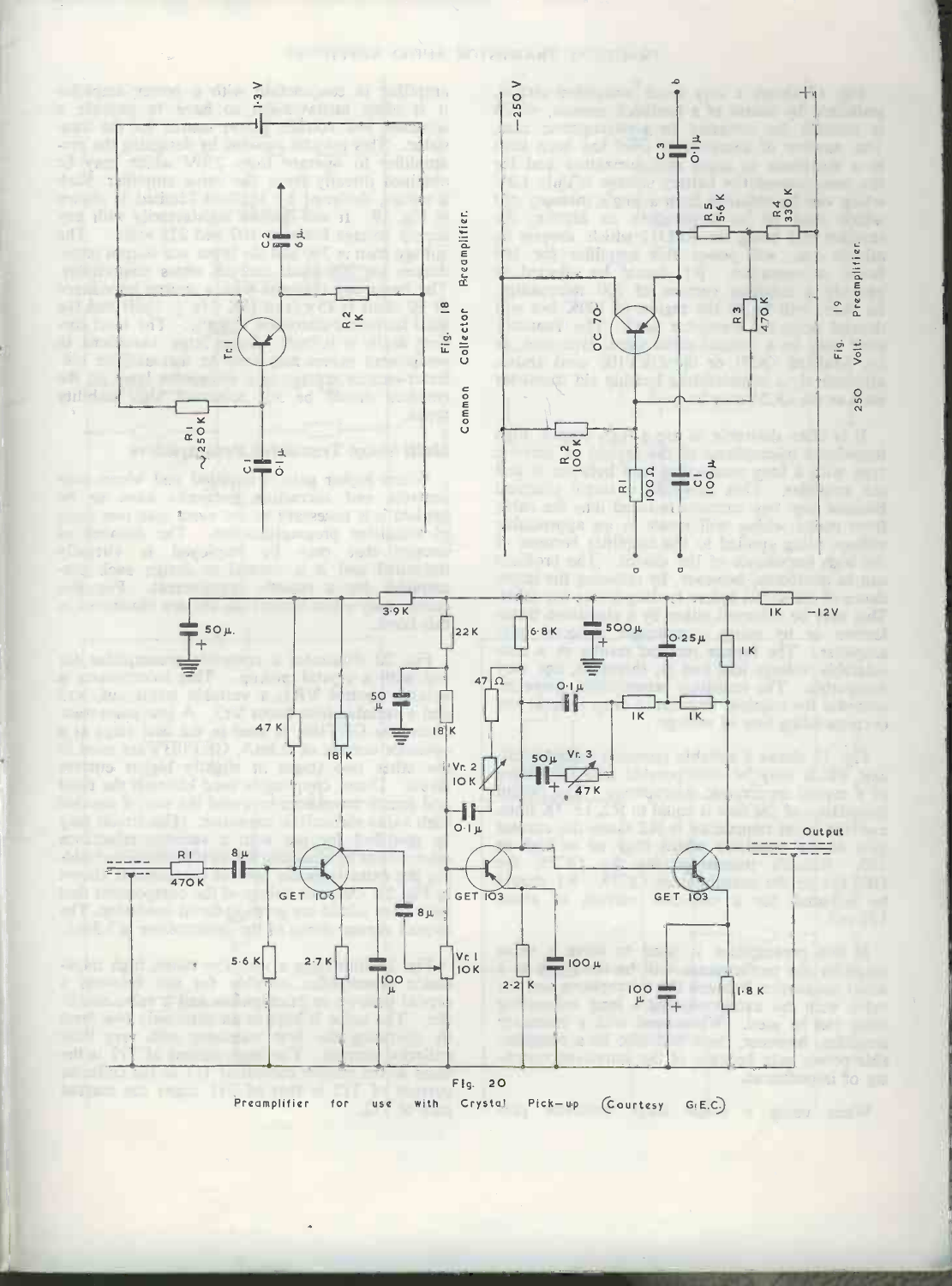Fig. 18

Common Collector Preamplifier.

Fig. 19

250 Volt. Preamplifier.

Fig. 20

Preamplifier for use with Crystal Pick-up (Courtesy G.E.C.)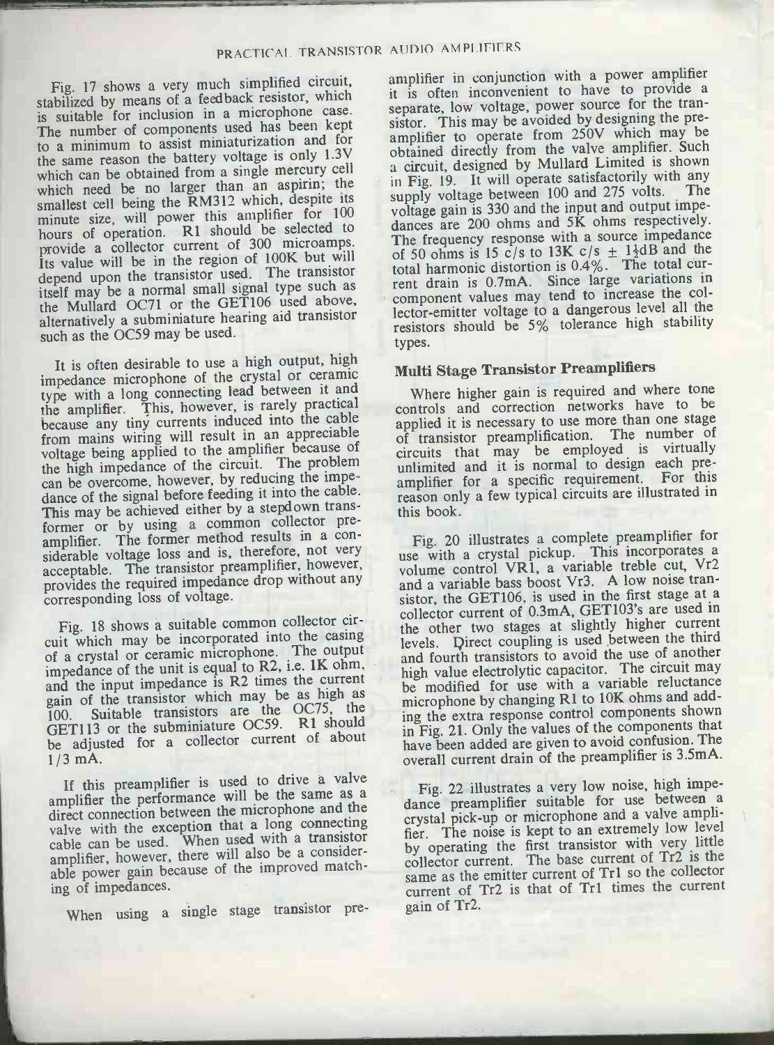Fig. 17 shows a very much simplified circuit, stabilized by means of a feedback resistor, which is suitable for inclusion in a microphone case. The number of components used has been kept to a minimum to assist miniaturization and for the same reason the battery voltage is only 1.3V which can be obtained from a single mercury cell which need be no larger than an aspirin; the smallest cell being the RM312 which, despite its minute size, will power this amplifier for 100 hours of operation. R1 should be selected to provide a collector current of 300 microamps. Its value will be in the region of 100K but will depend upon the transistor used. The transistor itself may be a normal small signal type such as the Mullard OC71 or the GET106 used above, alternatively a subminiature hearing aid transistor such as the OC59 may be used.

It is often desirable to use a high output, high impedance microphone of the crystal or ceramic type with a long connecting lead between it and the amplifier. This, however, is rarely practical because any tiny currents induced into the cable from mains wiring will result in an appreciable voltage being applied to the amplifier because of the high impedance of the circuit. The problem can be overcome, however, by reducing the impedance of the signal before feeding it into the cable. This may be achieved either by a stepdown transformer or by using a common collector preamplifier. The former method results in a considerable voltage loss and is, therefore, not very acceptable. The transistor preamplifier, however, provides the required impedance drop without any corresponding loss of voltage.

Fig. 18 shows a suitable common collector circuit which may be incorporated into the casing of a crystal or ceramic microphone. The output impedance of the unit is equal to R2, i.e. 1K ohm, and the input impedance is R2 times the current gain of the transistor which may be as high as 100. Suitable transistors are the OC75, the GET113 or the subminiature OC59. R1 should be adjusted for a collector current of about 1/3 mA.

If this preamplifier is used to drive a valve amplifier the performance will be the same as a direct connection between the microphone and the valve with the exception that a long connecting cable can be used. When used with a transistor amplifier, however, there will also be a considerable power gain because of the improved matching of impedances.

When using a single stage transistor preamplifier in conjunction with a power amplifier it is often inconvenient to have to provide a separate, low voltage, power source for the transistor. This may be avoided by designing the preamplifier to operate from 250V which may be obtained directly from the valve amplifier. Such a circuit, designed by Mullard Limited is shown in Fig. 19. It will operate satisfactorily with any supply voltage between 100 and 275 volts. The voltage gain is 330 and the input and output impedances are 200 ohms and 5K ohms respectively. The frequency response with a source impedance of 50 ohms is 15 c/s to 13K c/s $\pm$ 1½dB and the total harmonic distortion is 0.4%. The total current drain is 0.7mA. Since large variations in component values may tend to increase the collector-emitter voltage to a dangerous level all the resistors should be 5% tolerance high stability types.

### Multi Stage Transistor Preamplifiers

Where higher gain is required and where tone controls and correction networks have to be applied it is necessary to use more than one stage of transistor preamplification. The number of circuits that may be employed is virtually unlimited and it is normal to design each preamplifier for a specific requirement. For this reason only a few typical circuits are illustrated in this book.

Fig. 20 illustrates a complete preamplifier for use with a crystal pickup. This incorporates a volume control VR1, a variable treble cut, Vr2 and a variable bass boost Vr3. A low noise transistor, the GET106, is used in the first stage at a collector current of 0.3mA, GET103's are used in the other two stages at slightly higher current levels. Direct coupling is used between the third and fourth transistors to avoid the use of another high value electrolytic capacitor. The circuit may be modified for use with a variable reluctance microphone by changing R1 to 10K ohms and adding the extra response control components shown in Fig. 21. Only the values of the components that have been added are given to avoid confusion. The overall current drain of the preamplifier is 3.5mA.

Fig. 22 illustrates a very low noise, high impedance preamplifier suitable for use between a crystal pick-up or microphone and a valve amplifier. The noise is kept to an extremely low level by operating the first transistor with very little collector current. The base current of Tr2 is the same as the emitter current of Tr1 so the collector current of Tr2 is that of Tr1 times the current gain of Tr2.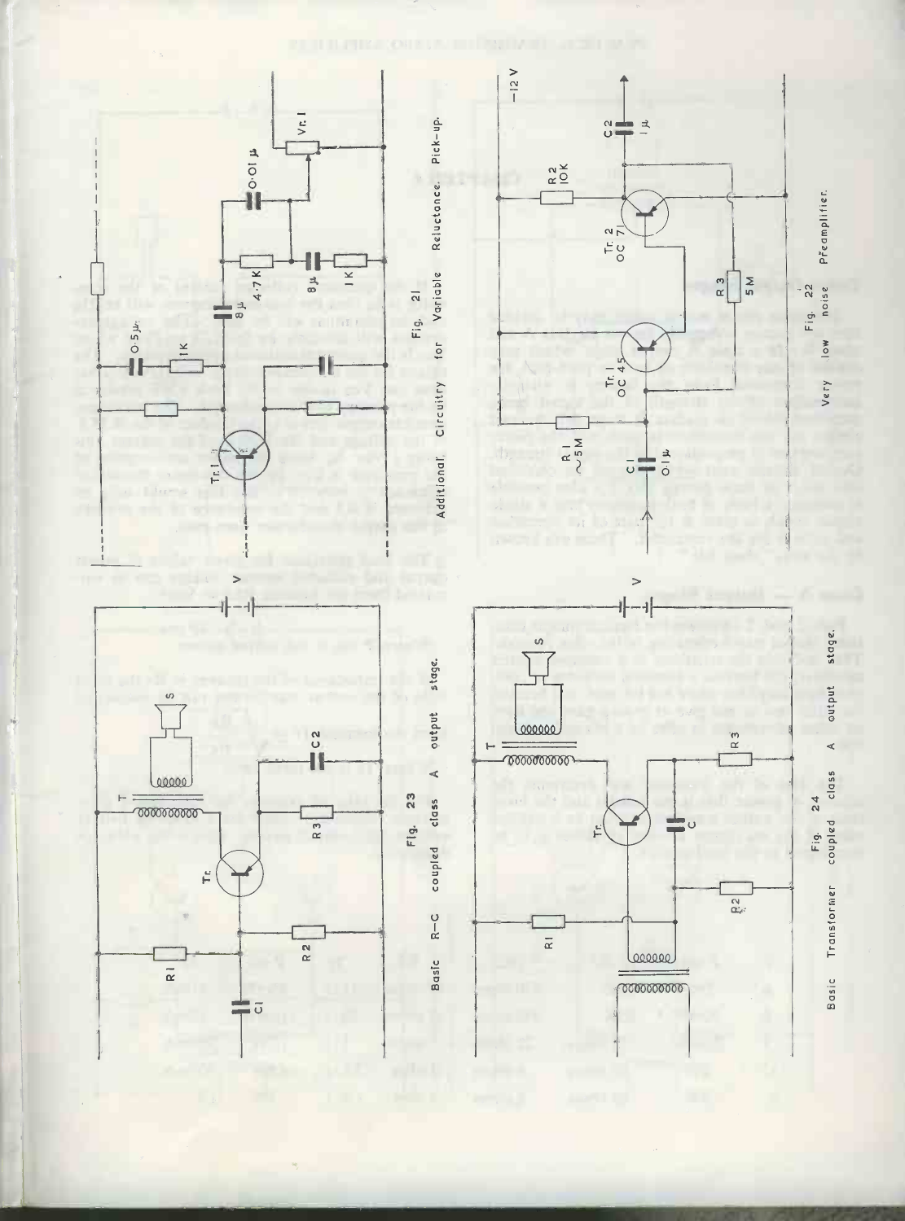Fig. 21 Additional Circuitry for Variable Reluctance Pick-up.

Fig. 22 Very low noise Preamplifier.

Fig. 23 Basic R–C coupled class A output stage.

Fig. 24 Basic Transformer coupled class A output stage.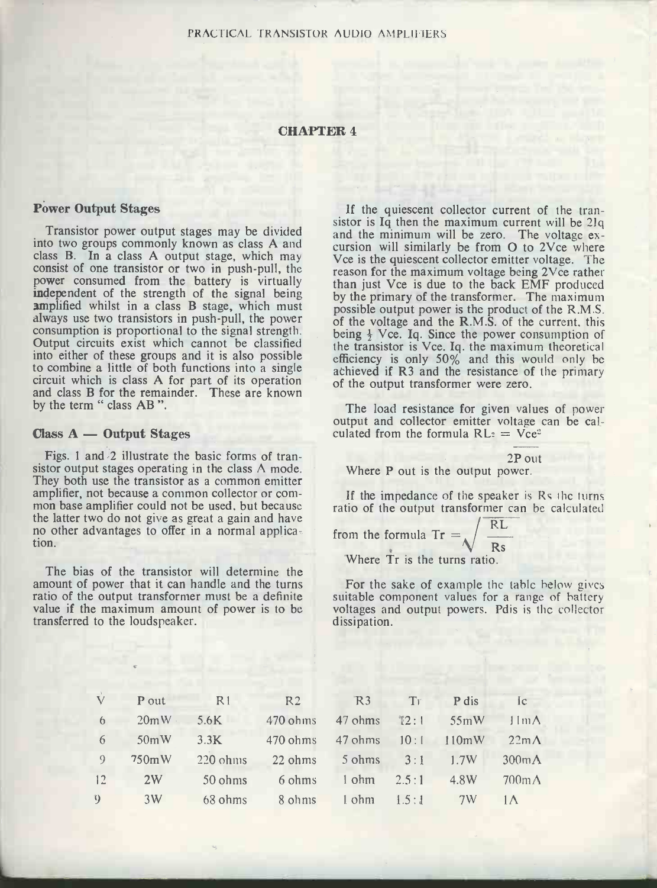## CHAPTER 4

### Power Output Stages

Transistor power output stages may be divided into two groups commonly known as class A and class B. In a class A output stage, which may consist of one transistor or two in push-pull, the power consumed from the battery is virtually independent of the strength of the signal being amplified whilst in a class B stage, which must always use two transistors in push-pull, the power consumption is proportional to the signal strength. Output circuits exist which cannot be classified into either of these groups and it is also possible to combine a little of both functions into a single circuit which is class A for part of its operation and class B for the remainder. These are known by the term " class AB ".

### Class A — Output Stages

Figs. 1 and 2 illustrate the basic forms of transistor output stages operating in the class A mode. They both use the transistor as a common emitter amplifier, not because a common collector or common base amplifier could not be used, but because the latter two do not give as great a gain and have no other advantages to offer in a normal application.

The bias of the transistor will determine the amount of power that it can handle and the turns ratio of the output transformer must be a definite value if the maximum amount of power is to be transferred to the loudspeaker.

If the quiescent collector current of the transistor is Iq then the maximum current will be 2Iq and the minimum will be zero. The voltage excursion will similarly be from O to 2Vce where Vce is the quiescent collector emitter voltage. The reason for the maximum voltage being 2Vce rather than just Vce is due to the back EMF produced by the primary of the transformer. The maximum possible output power is the product of the R.M.S. of the voltage and the R.M.S. of the current, this being $\frac{1}{2}$ Vce. Iq. Since the power consumption of the transistor is Vce. Iq. the maximum theoretical efficiency is only 50% and this would only be achieved if R3 and the resistance of the primary of the output transformer were zero.

The load resistance for given values of power output and collector emitter voltage can be calculated from the formula $RL = \frac{Vce^2}{2P\,out}$

Where P out is the output power.

If the impedance of the speaker is Rs the turns ratio of the output transformer can be calculated from the formula $Tr = \sqrt{\frac{RL}{Rs}}$

Where Tr is the turns ratio.

For the sake of example the table below gives suitable component values for a range of battery voltages and output powers. Pdis is the collector dissipation.

| V | P out | R1 | R2 | R3 | Tr | P dis | Ic |
|---|---|---|---|---|---|---|---|
| 6 | 20mW | 5.6K | 470 ohms | 47 ohms | 12:1 | 55mW | 11mA |
| 6 | 50mW | 3.3K | 470 ohms | 47 ohms | 10:1 | 110mW | 22mA |
| 9 | 750mW | 220 ohms | 22 ohms | 5 ohms | 3:1 | 1.7W | 300mA |
| 12 | 2W | 50 ohms | 6 ohms | 1 ohm | 2.5:1 | 4.8W | 700mA |
| 9 | 3W | 68 ohms | 8 ohms | 1 ohm | 1.5:1 | 7W | 1A |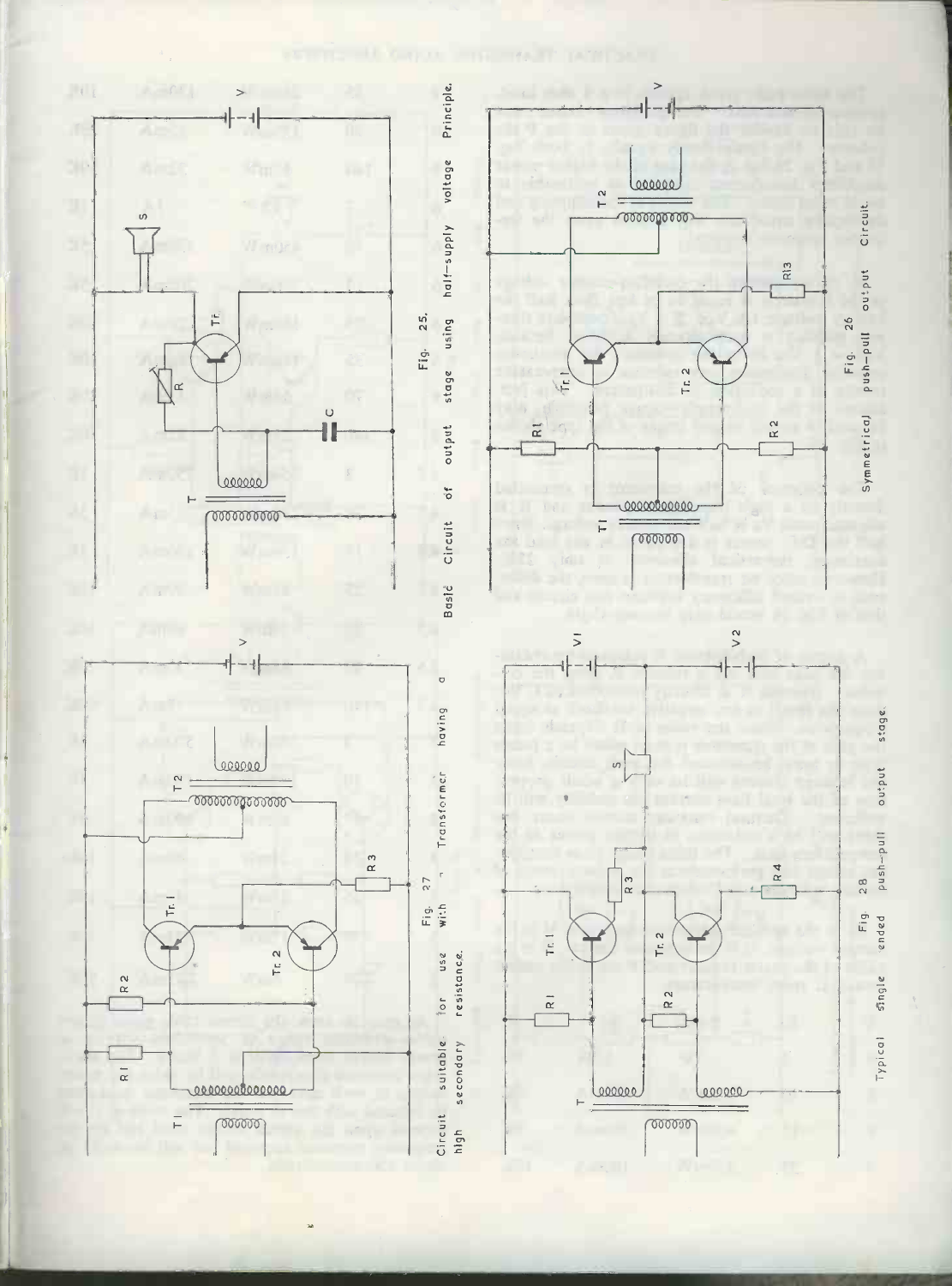Fig. 25. Basic Circuit of output stage using half-supply voltage Principle.

Fig. 26 Symmetrical push-pull output Circuit.

Fig. 27 Circuit suitable for use with a Transformer having a high secondary resistance.

Fig. 28 Typical single ended push-pull output stage.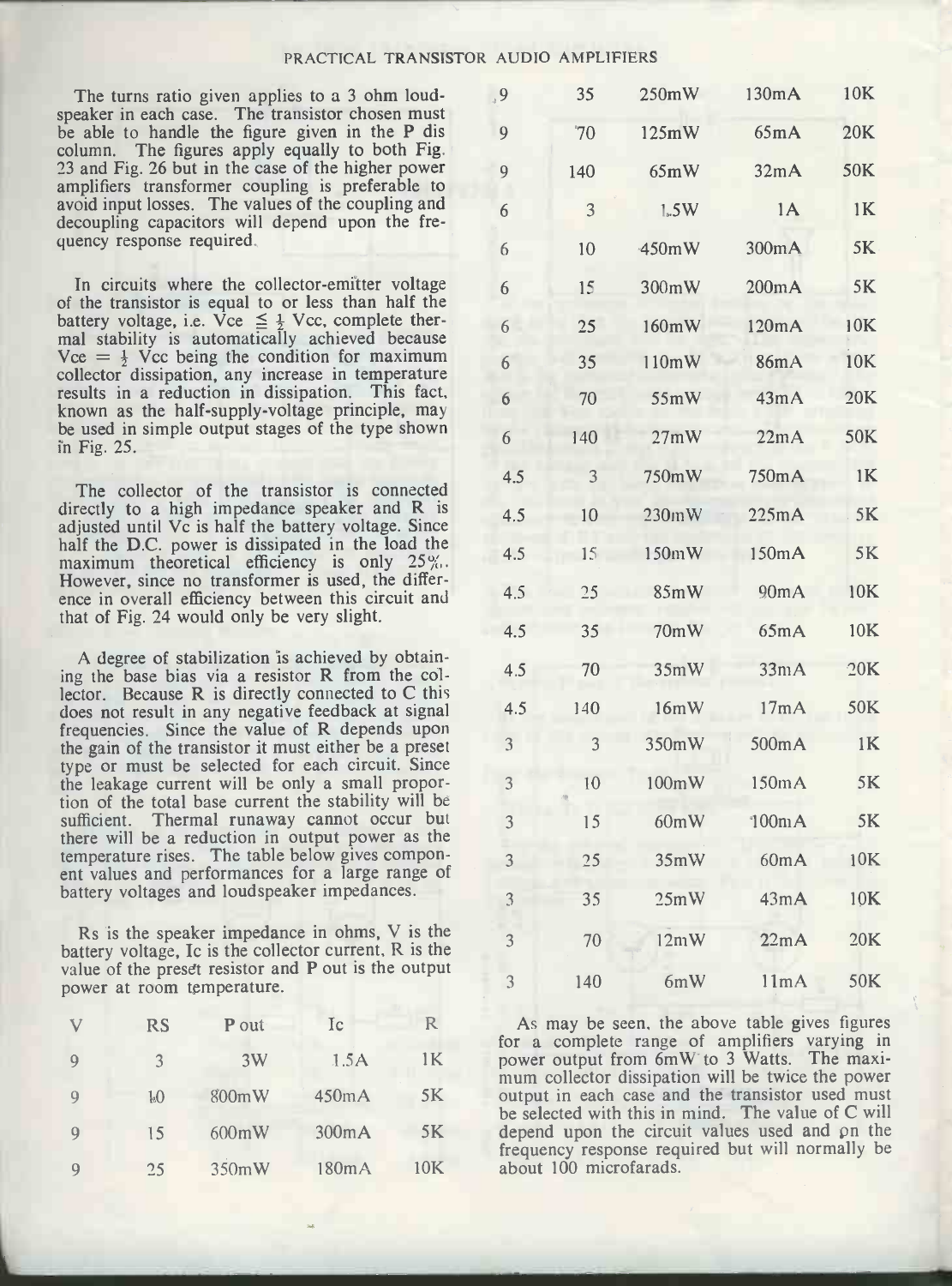The turns ratio given applies to a 3 ohm loudspeaker in each case. The transistor chosen must be able to handle the figure given in the P dis column. The figures apply equally to both Fig. 23 and Fig. 26 but in the case of the higher power amplifiers transformer coupling is preferable to avoid input losses. The values of the coupling and decoupling capacitors will depend upon the frequency response required.

In circuits where the collector-emitter voltage of the transistor is equal to or less than half the battery voltage, i.e. $Vce \leq \frac{1}{2}$ Vcc, complete thermal stability is automatically achieved because $Vce = \frac{1}{2}$ Vcc being the condition for maximum collector dissipation, any increase in temperature results in a reduction in dissipation. This fact, known as the half-supply-voltage principle, may be used in simple output stages of the type shown in Fig. 25.

The collector of the transistor is connected directly to a high impedance speaker and R is adjusted until Vc is half the battery voltage. Since half the D.C. power is dissipated in the load the maximum theoretical efficiency is only 25%. However, since no transformer is used, the difference in overall efficiency between this circuit and that of Fig. 24 would only be very slight.

A degree of stabilization is achieved by obtaining the base bias via a resistor R from the collector. Because R is directly connected to C this does not result in any negative feedback at signal frequencies. Since the value of R depends upon the gain of the transistor it must either be a preset type or must be selected for each circuit. Since the leakage current will be only a small proportion of the total base current the stability will be sufficient. Thermal runaway cannot occur but there will be a reduction in output power as the temperature rises. The table below gives component values and performances for a large range of battery voltages and loudspeaker impedances.

Rs is the speaker impedance in ohms, V is the battery voltage, Ic is the collector current, R is the value of the preset resistor and P out is the output power at room temperature.

| V | RS | P out | Ic | R |
|---|---|---|---|---|
| 9 | 3 | 3W | 1.5A | 1K |
| 9 | 10 | 800mW | 450mA | 5K |
| 9 | 15 | 600mW | 300mA | 5K |
| 9 | 25 | 350mW | 180mA | 10K |
| 9 | 35 | 250mW | 130mA | 10K |
| 9 | 70 | 125mW | 65mA | 20K |
| 9 | 140 | 65mW | 32mA | 50K |
| 6 | 3 | 1.5W | 1A | 1K |
| 6 | 10 | 450mW | 300mA | 5K |
| 6 | 15 | 300mW | 200mA | 5K |
| 6 | 25 | 160mW | 120mA | 10K |
| 6 | 35 | 110mW | 86mA | 10K |
| 6 | 70 | 55mW | 43mA | 20K |
| 6 | 140 | 27mW | 22mA | 50K |
| 4.5 | 3 | 750mW | 750mA | 1K |
| 4.5 | 10 | 230mW | 225mA | 5K |
| 4.5 | 15 | 150mW | 150mA | 5K |
| 4.5 | 25 | 85mW | 90mA | 10K |
| 4.5 | 35 | 70mW | 65mA | 10K |
| 4.5 | 70 | 35mW | 33mA | 20K |
| 4.5 | 140 | 16mW | 17mA | 50K |
| 3 | 3 | 350mW | 500mA | 1K |
| 3 | 10 | 100mW | 150mA | 5K |
| 3 | 15 | 60mW | 100mA | 5K |
| 3 | 25 | 35mW | 60mA | 10K |
| 3 | 35 | 25mW | 43mA | 10K |
| 3 | 70 | 12mW | 22mA | 20K |
| 3 | 140 | 6mW | 11mA | 50K |

As may be seen, the above table gives figures for a complete range of amplifiers varying in power output from 6mW to 3 Watts. The maximum collector dissipation will be twice the power output in each case and the transistor used must be selected with this in mind. The value of C will depend upon the circuit values used and on the frequency response required but will normally be about 100 microfarads.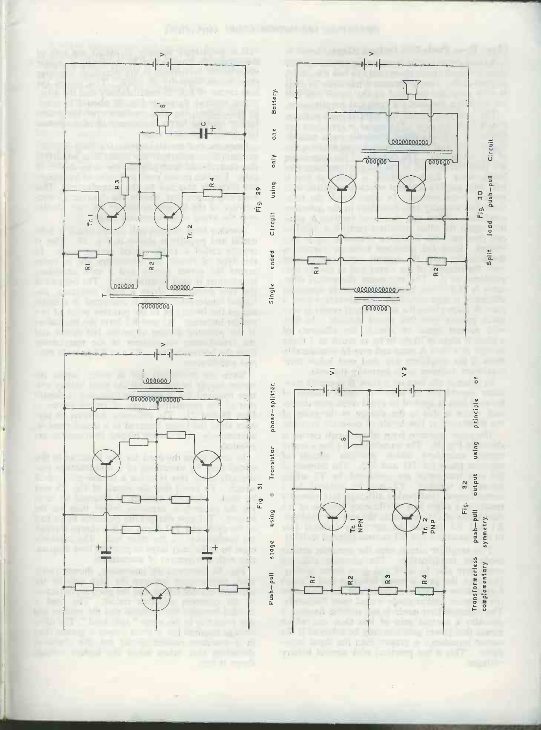Fig. 29 Single ended Circuit using only one Battery.

Fig. 30 Split load push-pull Circuit.

Fig. 31 Push-pull stage using a Transistor phase-splitter.

Fig. 32 Transformerless push-pull output using principle of complementary symmetry.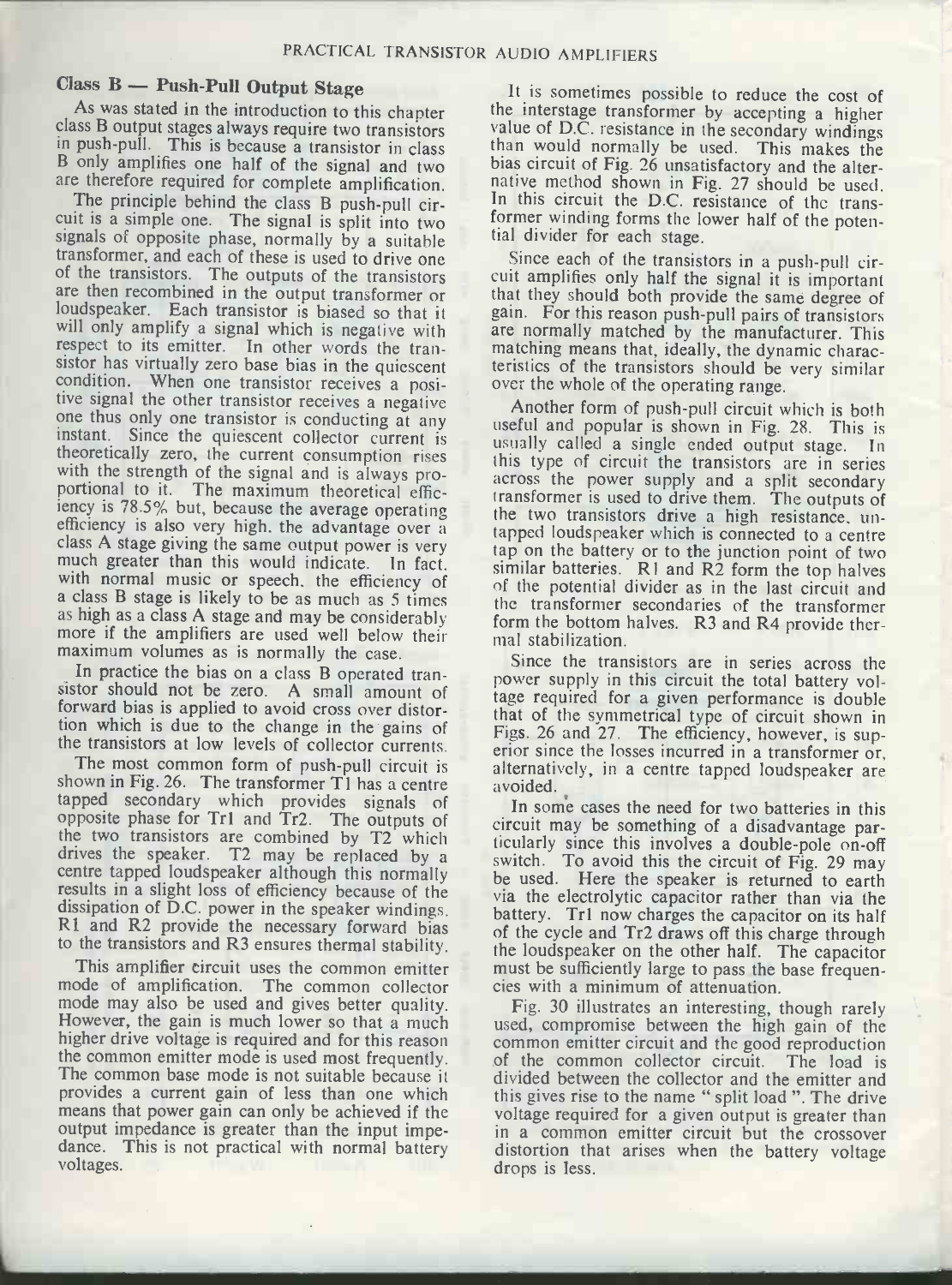## Class B — Push-Pull Output Stage

As was stated in the introduction to this chapter class B output stages always require two transistors in push-pull. This is because a transistor in class B only amplifies one half of the signal and two are therefore required for complete amplification.

The principle behind the class B push-pull circuit is a simple one. The signal is split into two signals of opposite phase, normally by a suitable transformer, and each of these is used to drive one of the transistors. The outputs of the transistors are then recombined in the output transformer or loudspeaker. Each transistor is biased so that it will only amplify a signal which is negative with respect to its emitter. In other words the transistor has virtually zero base bias in the quiescent condition. When one transistor receives a positive signal the other transistor receives a negative one thus only one transistor is conducting at any instant. Since the quiescent collector current is theoretically zero, the current consumption rises with the strength of the signal and is always proportional to it. The maximum theoretical efficiency is 78.5% but, because the average operating efficiency is also very high, the advantage over a class A stage giving the same output power is very much greater than this would indicate. In fact, with normal music or speech, the efficiency of a class B stage is likely to be as much as 5 times as high as a class A stage and may be considerably more if the amplifiers are used well below their maximum volumes as is normally the case.

In practice the bias on a class B operated transistor should not be zero. A small amount of forward bias is applied to avoid cross over distortion which is due to the change in the gains of the transistors at low levels of collector currents.

The most common form of push-pull circuit is shown in Fig. 26. The transformer T1 has a centre tapped secondary which provides signals of opposite phase for Tr1 and Tr2. The outputs of the two transistors are combined by T2 which drives the speaker. T2 may be replaced by a centre tapped loudspeaker although this normally results in a slight loss of efficiency because of the dissipation of D.C. power in the speaker windings. R1 and R2 provide the necessary forward bias to the transistors and R3 ensures thermal stability.

This amplifier circuit uses the common emitter mode of amplification. The common collector mode may also be used and gives better quality. However, the gain is much lower so that a much higher drive voltage is required and for this reason the common emitter mode is used most frequently. The common base mode is not suitable because it provides a current gain of less than one which means that power gain can only be achieved if the output impedance is greater than the input impedance. This is not practical with normal battery voltages.

It is sometimes possible to reduce the cost of the interstage transformer by accepting a higher value of D.C. resistance in the secondary windings than would normally be used. This makes the bias circuit of Fig. 26 unsatisfactory and the alternative method shown in Fig. 27 should be used. In this circuit the D.C. resistance of the transformer winding forms the lower half of the potential divider for each stage.

Since each of the transistors in a push-pull circuit amplifies only half the signal it is important that they should both provide the same degree of gain. For this reason push-pull pairs of transistors are normally matched by the manufacturer. This matching means that, ideally, the dynamic characteristics of the transistors should be very similar over the whole of the operating range.

Another form of push-pull circuit which is both useful and popular is shown in Fig. 28. This is usually called a single ended output stage. In this type of circuit the transistors are in series across the power supply and a split secondary transformer is used to drive them. The outputs of the two transistors drive a high resistance, untapped loudspeaker which is connected to a centre tap on the battery or to the junction point of two similar batteries. R1 and R2 form the top halves of the potential divider as in the last circuit and the transformer secondaries of the transformer form the bottom halves. R3 and R4 provide thermal stabilization.

Since the transistors are in series across the power supply in this circuit the total battery voltage required for a given performance is double that of the symmetrical type of circuit shown in Figs. 26 and 27. The efficiency, however, is superior since the losses incurred in a transformer or, alternatively, in a centre tapped loudspeaker are avoided.

In some cases the need for two batteries in this circuit may be something of a disadvantage particularly since this involves a double-pole on-off switch. To avoid this the circuit of Fig. 29 may be used. Here the speaker is returned to earth via the electrolytic capacitor rather than via the battery. Tr1 now charges the capacitor on its half of the cycle and Tr2 draws off this charge through the loudspeaker on the other half. The capacitor must be sufficiently large to pass the base frequencies with a minimum of attenuation.

Fig. 30 illustrates an interesting, though rarely used, compromise between the high gain of the common emitter circuit and the good reproduction of the common collector circuit. The load is divided between the collector and the emitter and this gives rise to the name " split load ". The drive voltage required for a given output is greater than in a common emitter circuit but the crossover distortion that arises when the battery voltage drops is less.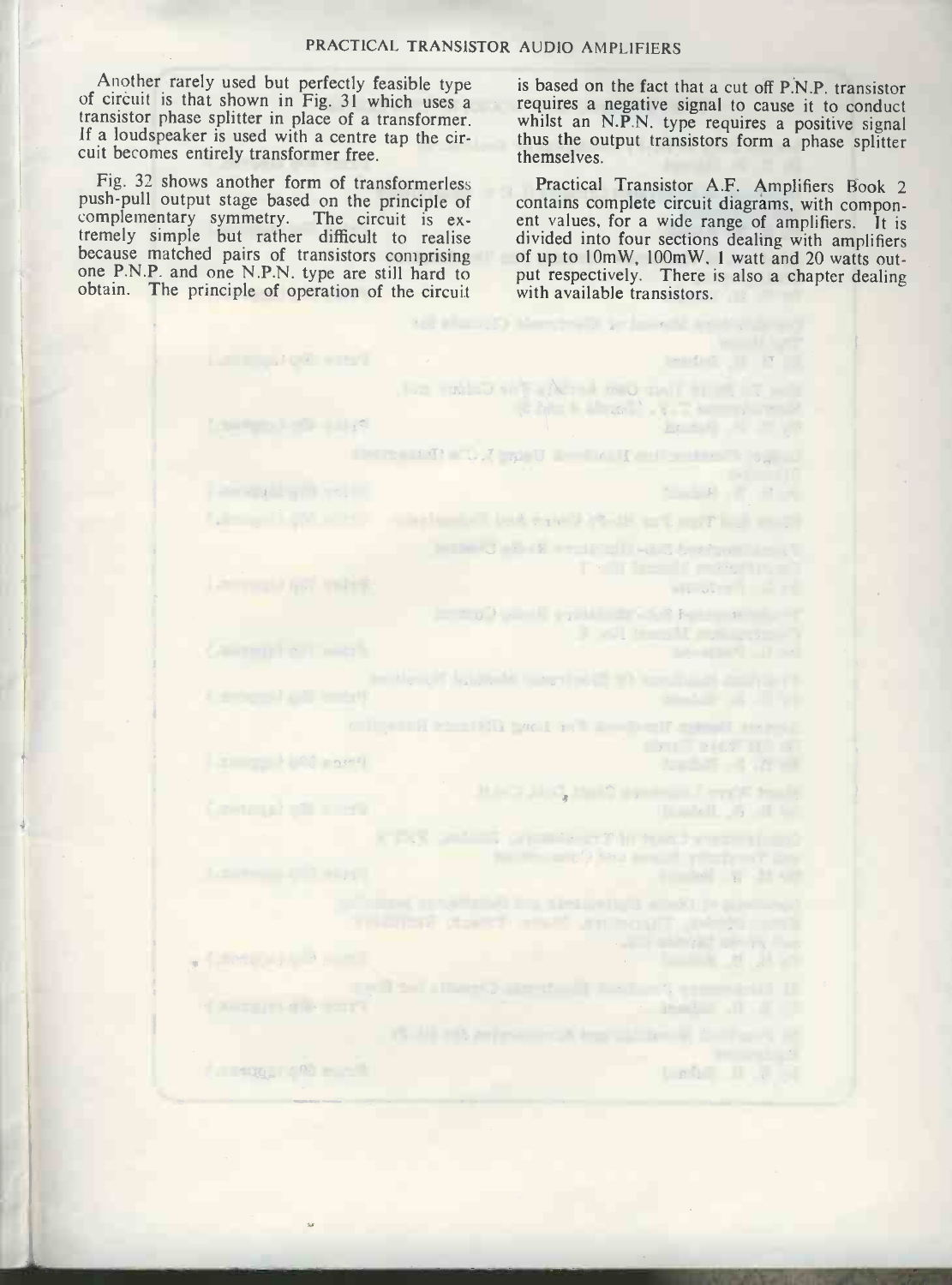Another rarely used but perfectly feasible type of circuit is that shown in Fig. 31 which uses a transistor phase splitter in place of a transformer. If a loudspeaker is used with a centre tap the circuit becomes entirely transformer free.

Fig. 32 shows another form of transformerless push-pull output stage based on the principle of complementary symmetry. The circuit is extremely simple but rather difficult to realise because matched pairs of transistors comprising one P.N.P. and one N.P.N. type are still hard to obtain. The principle of operation of the circuit is based on the fact that a cut off P.N.P. transistor requires a negative signal to cause it to conduct whilst an N.P.N. type requires a positive signal thus the output transistors form a phase splitter themselves.

Practical Transistor A.F. Amplifiers Book 2 contains complete circuit diagrams, with component values, for a wide range of amplifiers. It is divided into four sections dealing with amplifiers of up to 10mW, 100mW, 1 watt and 20 watts output respectively. There is also a chapter dealing with available transistors.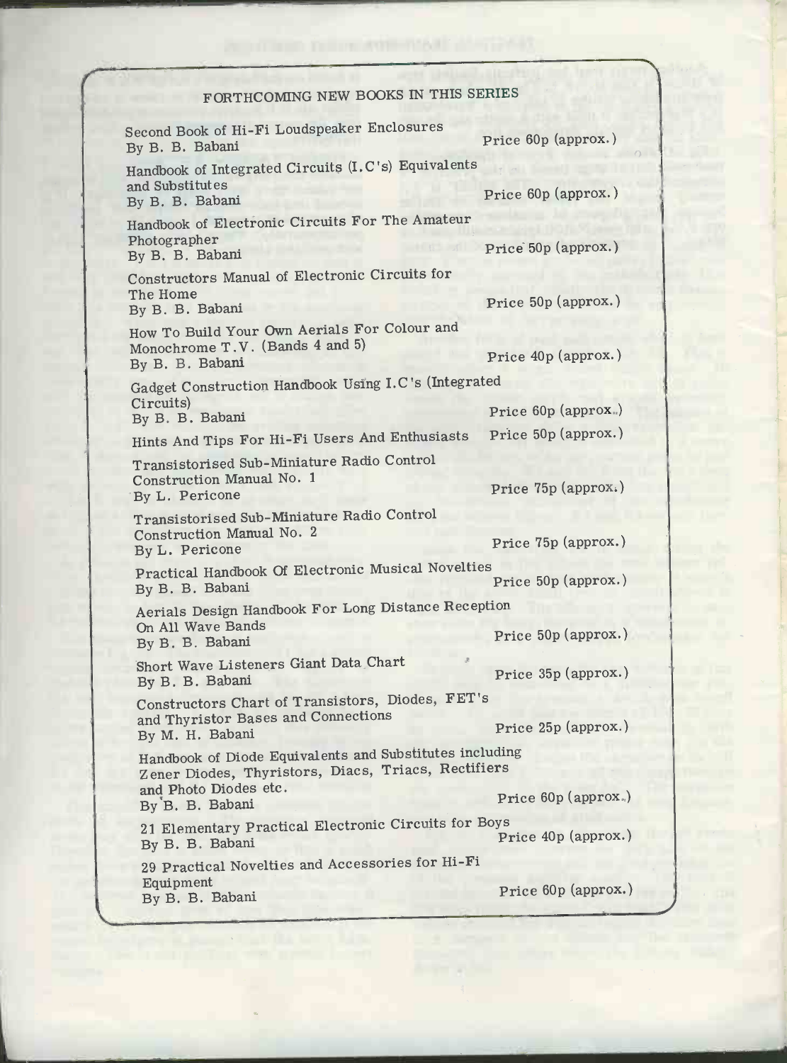## FORTHCOMING NEW BOOKS IN THIS SERIES

| Title | Price |
| --- | --- |
| Second Book of Hi-Fi Loudspeaker Enclosures<br>By B. B. Babani | Price 60p (approx.) |
| Handbook of Integrated Circuits (I.C's) Equivalents and Substitutes<br>By B. B. Babani | Price 60p (approx.) |
| Handbook of Electronic Circuits For The Amateur Photographer<br>By B. B. Babani | Price 50p (approx.) |
| Constructors Manual of Electronic Circuits for The Home<br>By B. B. Babani | Price 50p (approx.) |
| How To Build Your Own Aerials For Colour and Monochrome T.V. (Bands 4 and 5)<br>By B. B. Babani | Price 40p (approx.) |
| Gadget Construction Handbook Using I.C's (Integrated Circuits)<br>By B. B. Babani | Price 60p (approx.) |
| Hints And Tips For Hi-Fi Users And Enthusiasts | Price 50p (approx.) |
| Transistorised Sub-Miniature Radio Control Construction Manual No. 1<br>By L. Pericone | Price 75p (approx.) |
| Transistorised Sub-Miniature Radio Control Construction Manual No. 2<br>By L. Pericone | Price 75p (approx.) |
| Practical Handbook Of Electronic Musical Novelties<br>By B. B. Babani | Price 50p (approx.) |
| Aerials Design Handbook For Long Distance Reception On All Wave Bands<br>By B. B. Babani | Price 50p (approx.) |
| Short Wave Listeners Giant Data Chart<br>By B. B. Babani | Price 35p (approx.) |
| Constructors Chart of Transistors, Diodes, FET's and Thyristor Bases and Connections<br>By M. H. Babani | Price 25p (approx.) |
| Handbook of Diode Equivalents and Substitutes including Zener Diodes, Thyristors, Diacs, Triacs, Rectifiers and Photo Diodes etc.<br>By B. B. Babani | Price 60p (approx.) |
| 21 Elementary Practical Electronic Circuits for Boys<br>By B. B. Babani | Price 40p (approx.) |
| 29 Practical Novelties and Accessories for Hi-Fi Equipment<br>By B. B. Babani | Price 60p (approx.) |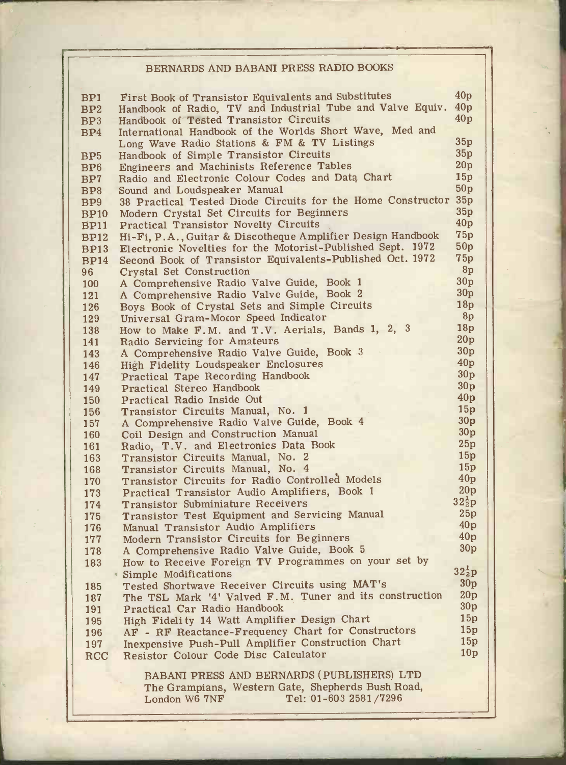# BERNARDS AND BABANI PRESS RADIO BOOKS

| | | |
|---|---|---|
| BP1 | First Book of Transistor Equivalents and Substitutes | 40p |
| BP2 | Handbook of Radio, TV and Industrial Tube and Valve Equiv. | 40p |
| BP3 | Handbook of Tested Transistor Circuits | 40p |
| BP4 | International Handbook of the Worlds Short Wave, Med and Long Wave Radio Stations & FM & TV Listings | 35p |
| BP5 | Handbook of Simple Transistor Circuits | 35p |
| BP6 | Engineers and Machinists Reference Tables | 20p |
| BP7 | Radio and Electronic Colour Codes and Data Chart | 15p |
| BP8 | Sound and Loudspeaker Manual | 50p |
| BP9 | 38 Practical Tested Diode Circuits for the Home Constructor | 35p |
| BP10 | Modern Crystal Set Circuits for Beginners | 35p |
| BP11 | Practical Transistor Novelty Circuits | 40p |
| BP12 | Hi-Fi, P.A., Guitar & Discotheque Amplifier Design Handbook | 75p |
| BP13 | Electronic Novelties for the Motorist-Published Sept. 1972 | 50p |
| BP14 | Second Book of Transistor Equivalents-Published Oct. 1972 | 75p |
| 96 | Crystal Set Construction | 8p |
| 100 | A Comprehensive Radio Valve Guide, Book 1 | 30p |
| 121 | A Comprehensive Radio Valve Guide, Book 2 | 30p |
| 126 | Boys Book of Crystal Sets and Simple Circuits | 18p |
| 129 | Universal Gram-Motor Speed Indicator | 8p |
| 138 | How to Make F.M. and T.V. Aerials, Bands 1, 2, 3 | 18p |
| 141 | Radio Servicing for Amateurs | 20p |
| 143 | A Comprehensive Radio Valve Guide, Book 3 | 30p |
| 146 | High Fidelity Loudspeaker Enclosures | 40p |
| 147 | Practical Tape Recording Handbook | 30p |
| 149 | Practical Stereo Handbook | 30p |
| 150 | Practical Radio Inside Out | 40p |
| 156 | Transistor Circuits Manual, No. 1 | 15p |
| 157 | A Comprehensive Radio Valve Guide, Book 4 | 30p |
| 160 | Coil Design and Construction Manual | 30p |
| 161 | Radio, T.V. and Electronics Data Book | 25p |
| 163 | Transistor Circuits Manual, No. 2 | 15p |
| 168 | Transistor Circuits Manual, No. 4 | 15p |
| 170 | Transistor Circuits for Radio Controlled Models | 40p |
| 173 | Practical Transistor Audio Amplifiers, Book 1 | 20p |
| 174 | Transistor Subminiature Receivers | 32½p |
| 175 | Transistor Test Equipment and Servicing Manual | 25p |
| 176 | Manual Transistor Audio Amplifiers | 40p |
| 177 | Modern Transistor Circuits for Beginners | 40p |
| 178 | A Comprehensive Radio Valve Guide, Book 5 | 30p |
| 183 | How to Receive Foreign TV Programmes on your set by Simple Modifications | 32½p |
| 185 | Tested Shortwave Receiver Circuits using MAT's | 30p |
| 187 | The TSL Mark '4' Valved F.M. Tuner and its construction | 20p |
| 191 | Practical Car Radio Handbook | 30p |
| 195 | High Fidelity 14 Watt Amplifier Design Chart | 15p |
| 196 | AF - RF Reactance-Frequency Chart for Constructors | 15p |
| 197 | Inexpensive Push-Pull Amplifier Construction Chart | 15p |
| RCC | Resistor Colour Code Disc Calculator | 10p |

BABANI PRESS AND BERNARDS (PUBLISHERS) LTD
The Grampians, Western Gate, Shepherds Bush Road,
London W6 7NF Tel: 01-603 2581/7296